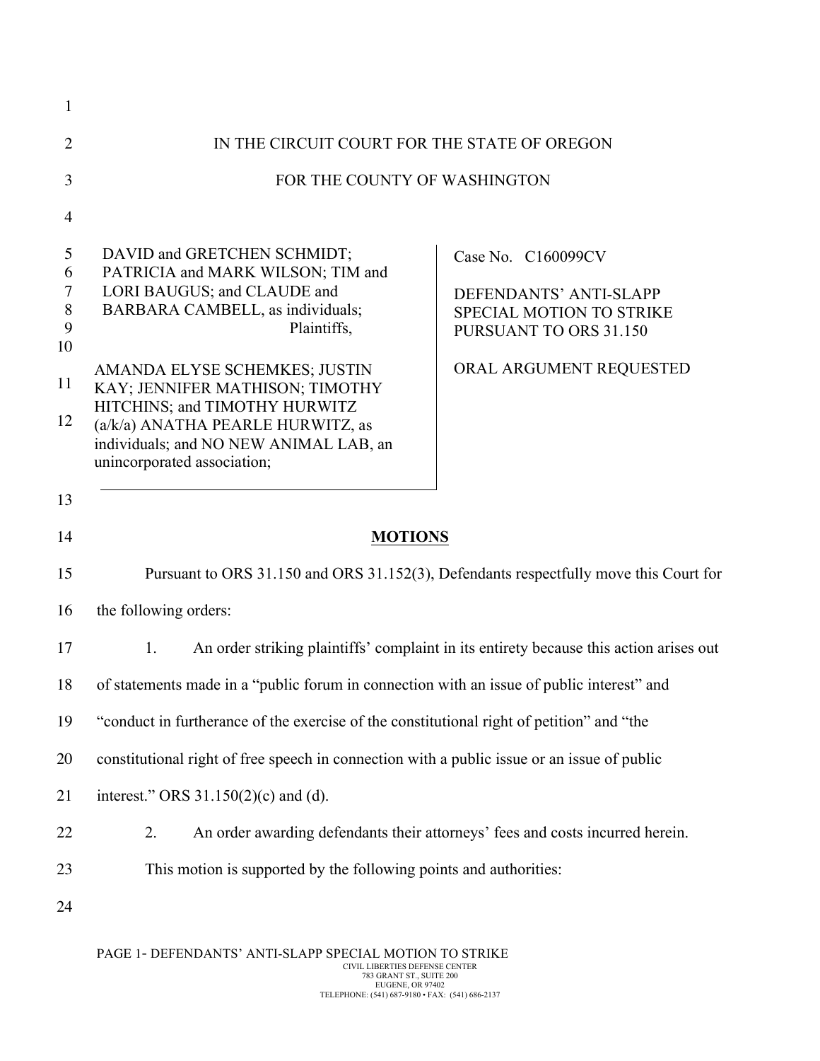IN THE CIRCUIT COURT FOR THE STATE OF OREGON

FOR THE COUNTY OF WASHINGTON

| | |
|---|---|
| DAVID and GRETCHEN SCHMIDT; PATRICIA and MARK WILSON; TIM and LORI BAUGUS; and CLAUDE and BARBARA CAMBELL, as individuals; Plaintiffs,<br><br>AMANDA ELYSE SCHEMKES; JUSTIN KAY; JENNIFER MATHISON; TIMOTHY HITCHINS; and TIMOTHY HURWITZ (a/k/a) ANATHA PEARLE HURWITZ, as individuals; and NO NEW ANIMAL LAB, an unincorporated association; | Case No. C160099CV<br><br>DEFENDANTS' ANTI-SLAPP SPECIAL MOTION TO STRIKE PURSUANT TO ORS 31.150<br><br>ORAL ARGUMENT REQUESTED |

## **MOTIONS**

Pursuant to ORS 31.150 and ORS 31.152(3), Defendants respectfully move this Court for the following orders:

1. An order striking plaintiffs' complaint in its entirety because this action arises out of statements made in a "public forum in connection with an issue of public interest" and "conduct in furtherance of the exercise of the constitutional right of petition" and "the constitutional right of free speech in connection with a public issue or an issue of public interest." ORS 31.150(2)(c) and (d).

2. An order awarding defendants their attorneys' fees and costs incurred herein.

This motion is supported by the following points and authorities: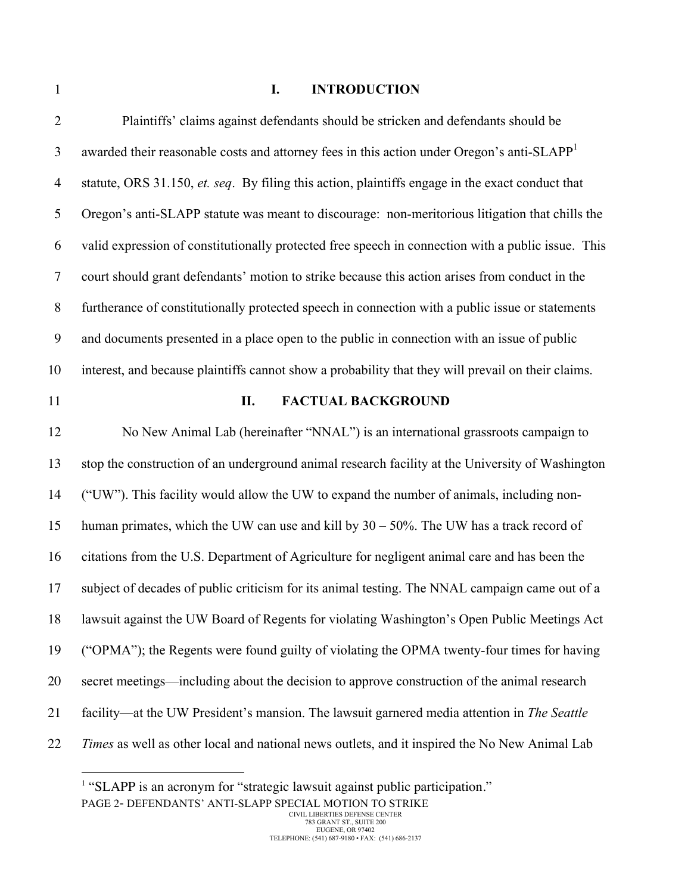## I. INTRODUCTION

Plaintiffs' claims against defendants should be stricken and defendants should be awarded their reasonable costs and attorney fees in this action under Oregon's anti-SLAPP[1] statute, ORS 31.150, *et. seq*. By filing this action, plaintiffs engage in the exact conduct that Oregon's anti-SLAPP statute was meant to discourage: non-meritorious litigation that chills the valid expression of constitutionally protected free speech in connection with a public issue. This court should grant defendants' motion to strike because this action arises from conduct in the furtherance of constitutionally protected speech in connection with a public issue or statements and documents presented in a place open to the public in connection with an issue of public interest, and because plaintiffs cannot show a probability that they will prevail on their claims.

## II. FACTUAL BACKGROUND

No New Animal Lab (hereinafter "NNAL") is an international grassroots campaign to stop the construction of an underground animal research facility at the University of Washington ("UW"). This facility would allow the UW to expand the number of animals, including non-human primates, which the UW can use and kill by 30 – 50%. The UW has a track record of citations from the U.S. Department of Agriculture for negligent animal care and has been the subject of decades of public criticism for its animal testing. The NNAL campaign came out of a lawsuit against the UW Board of Regents for violating Washington's Open Public Meetings Act ("OPMA"); the Regents were found guilty of violating the OPMA twenty-four times for having secret meetings—including about the decision to approve construction of the animal research facility—at the UW President's mansion. The lawsuit garnered media attention in *The Seattle Times* as well as other local and national news outlets, and it inspired the No New Animal Lab

[1] "SLAPP is an acronym for "strategic lawsuit against public participation."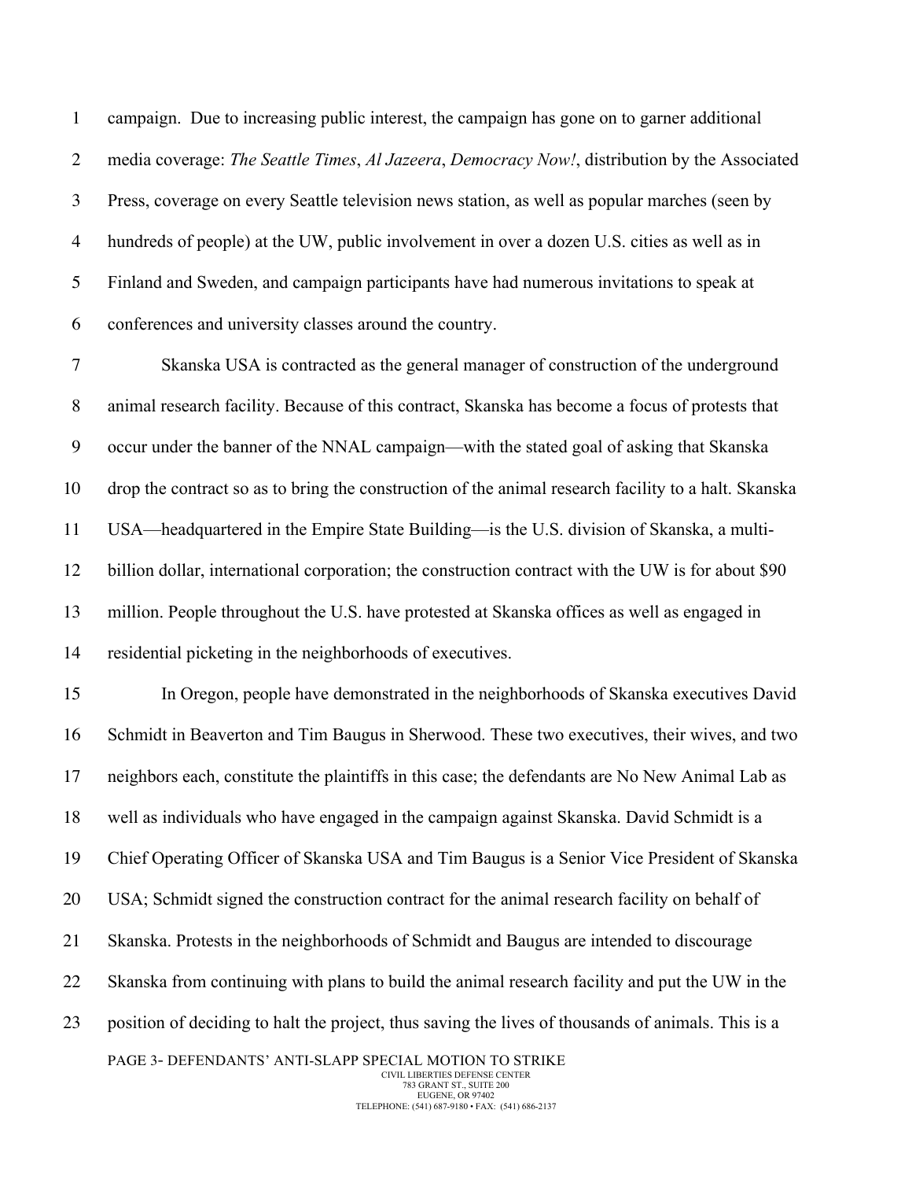campaign. Due to increasing public interest, the campaign has gone on to garner additional media coverage: *The Seattle Times*, *Al Jazeera*, *Democracy Now!*, distribution by the Associated Press, coverage on every Seattle television news station, as well as popular marches (seen by hundreds of people) at the UW, public involvement in over a dozen U.S. cities as well as in Finland and Sweden, and campaign participants have had numerous invitations to speak at conferences and university classes around the country.

Skanska USA is contracted as the general manager of construction of the underground animal research facility. Because of this contract, Skanska has become a focus of protests that occur under the banner of the NNAL campaign—with the stated goal of asking that Skanska drop the contract so as to bring the construction of the animal research facility to a halt. Skanska USA—headquartered in the Empire State Building—is the U.S. division of Skanska, a multi-billion dollar, international corporation; the construction contract with the UW is for about $90 million. People throughout the U.S. have protested at Skanska offices as well as engaged in residential picketing in the neighborhoods of executives.

In Oregon, people have demonstrated in the neighborhoods of Skanska executives David Schmidt in Beaverton and Tim Baugus in Sherwood. These two executives, their wives, and two neighbors each, constitute the plaintiffs in this case; the defendants are No New Animal Lab as well as individuals who have engaged in the campaign against Skanska. David Schmidt is a Chief Operating Officer of Skanska USA and Tim Baugus is a Senior Vice President of Skanska USA; Schmidt signed the construction contract for the animal research facility on behalf of Skanska. Protests in the neighborhoods of Schmidt and Baugus are intended to discourage Skanska from continuing with plans to build the animal research facility and put the UW in the position of deciding to halt the project, thus saving the lives of thousands of animals. This is a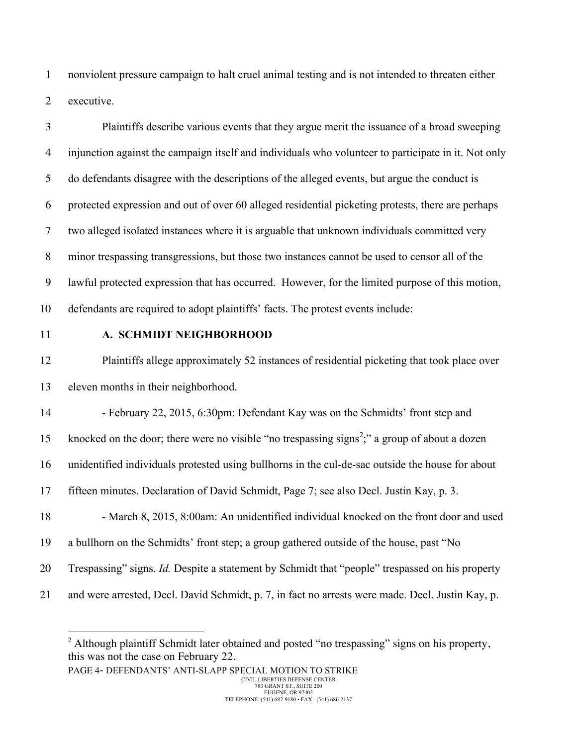nonviolent pressure campaign to halt cruel animal testing and is not intended to threaten either executive.

Plaintiffs describe various events that they argue merit the issuance of a broad sweeping injunction against the campaign itself and individuals who volunteer to participate in it. Not only do defendants disagree with the descriptions of the alleged events, but argue the conduct is protected expression and out of over 60 alleged residential picketing protests, there are perhaps two alleged isolated instances where it is arguable that unknown individuals committed very minor trespassing transgressions, but those two instances cannot be used to censor all of the lawful protected expression that has occurred. However, for the limited purpose of this motion, defendants are required to adopt plaintiffs' facts. The protest events include:

**A. SCHMIDT NEIGHBORHOOD**

Plaintiffs allege approximately 52 instances of residential picketing that took place over eleven months in their neighborhood.

- February 22, 2015, 6:30pm: Defendant Kay was on the Schmidts' front step and knocked on the door; there were no visible "no trespassing signs[2];" a group of about a dozen unidentified individuals protested using bullhorns in the cul-de-sac outside the house for about fifteen minutes. Declaration of David Schmidt, Page 7; see also Decl. Justin Kay, p. 3.

- March 8, 2015, 8:00am: An unidentified individual knocked on the front door and used a bullhorn on the Schmidts' front step; a group gathered outside of the house, past "No Trespassing" signs. *Id.* Despite a statement by Schmidt that "people" trespassed on his property and were arrested, Decl. David Schmidt, p. 7, in fact no arrests were made. Decl. Justin Kay, p.

[2] Although plaintiff Schmidt later obtained and posted "no trespassing" signs on his property, this was not the case on February 22.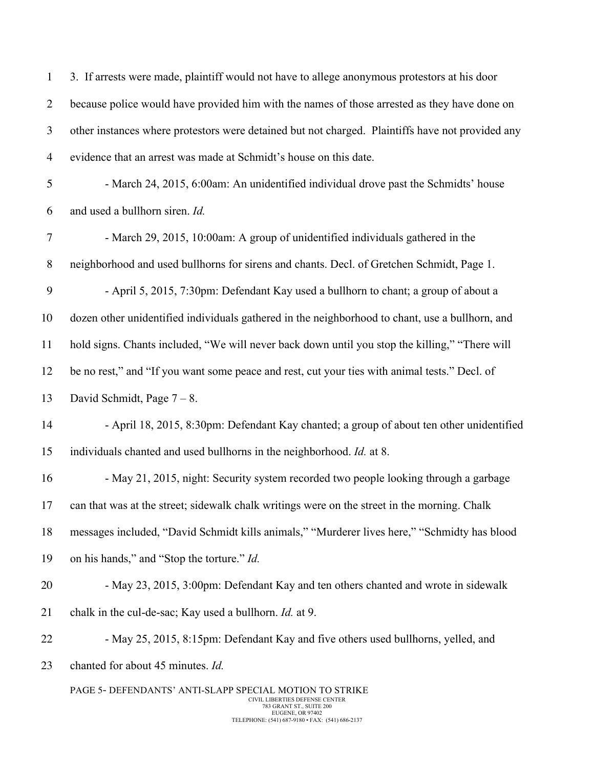3. If arrests were made, plaintiff would not have to allege anonymous protestors at his door because police would have provided him with the names of those arrested as they have done on other instances where protestors were detained but not charged. Plaintiffs have not provided any evidence that an arrest was made at Schmidt's house on this date.

- March 24, 2015, 6:00am: An unidentified individual drove past the Schmidts' house and used a bullhorn siren. *Id.*

- March 29, 2015, 10:00am: A group of unidentified individuals gathered in the neighborhood and used bullhorns for sirens and chants. Decl. of Gretchen Schmidt, Page 1.

- April 5, 2015, 7:30pm: Defendant Kay used a bullhorn to chant; a group of about a dozen other unidentified individuals gathered in the neighborhood to chant, use a bullhorn, and hold signs. Chants included, "We will never back down until you stop the killing," "There will be no rest," and "If you want some peace and rest, cut your ties with animal tests." Decl. of David Schmidt, Page 7 – 8.

- April 18, 2015, 8:30pm: Defendant Kay chanted; a group of about ten other unidentified individuals chanted and used bullhorns in the neighborhood. *Id.* at 8.

- May 21, 2015, night: Security system recorded two people looking through a garbage can that was at the street; sidewalk chalk writings were on the street in the morning. Chalk messages included, "David Schmidt kills animals," "Murderer lives here," "Schmidty has blood on his hands," and "Stop the torture." *Id.*

- May 23, 2015, 3:00pm: Defendant Kay and ten others chanted and wrote in sidewalk chalk in the cul-de-sac; Kay used a bullhorn. *Id.* at 9.

- May 25, 2015, 8:15pm: Defendant Kay and five others used bullhorns, yelled, and chanted for about 45 minutes. *Id.*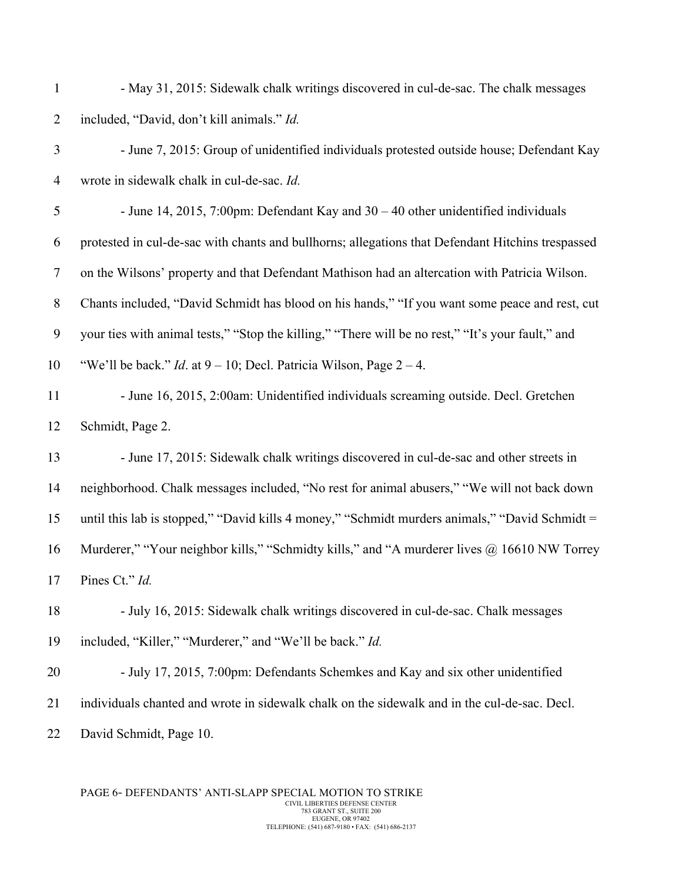- May 31, 2015: Sidewalk chalk writings discovered in cul-de-sac. The chalk messages included, "David, don't kill animals." *Id.*

- June 7, 2015: Group of unidentified individuals protested outside house; Defendant Kay wrote in sidewalk chalk in cul-de-sac. *Id.*

- June 14, 2015, 7:00pm: Defendant Kay and 30 – 40 other unidentified individuals protested in cul-de-sac with chants and bullhorns; allegations that Defendant Hitchins trespassed on the Wilsons' property and that Defendant Mathison had an altercation with Patricia Wilson. Chants included, "David Schmidt has blood on his hands," "If you want some peace and rest, cut your ties with animal tests," "Stop the killing," "There will be no rest," "It's your fault," and "We'll be back." *Id*. at 9 – 10; Decl. Patricia Wilson, Page 2 – 4.

- June 16, 2015, 2:00am: Unidentified individuals screaming outside. Decl. Gretchen Schmidt, Page 2.

- June 17, 2015: Sidewalk chalk writings discovered in cul-de-sac and other streets in neighborhood. Chalk messages included, "No rest for animal abusers," "We will not back down until this lab is stopped," "David kills 4 money," "Schmidt murders animals," "David Schmidt = Murderer," "Your neighbor kills," "Schmidty kills," and "A murderer lives @ 16610 NW Torrey Pines Ct." *Id.*

- July 16, 2015: Sidewalk chalk writings discovered in cul-de-sac. Chalk messages included, "Killer," "Murderer," and "We'll be back." *Id.*

- July 17, 2015, 7:00pm: Defendants Schemkes and Kay and six other unidentified individuals chanted and wrote in sidewalk chalk on the sidewalk and in the cul-de-sac. Decl. David Schmidt, Page 10.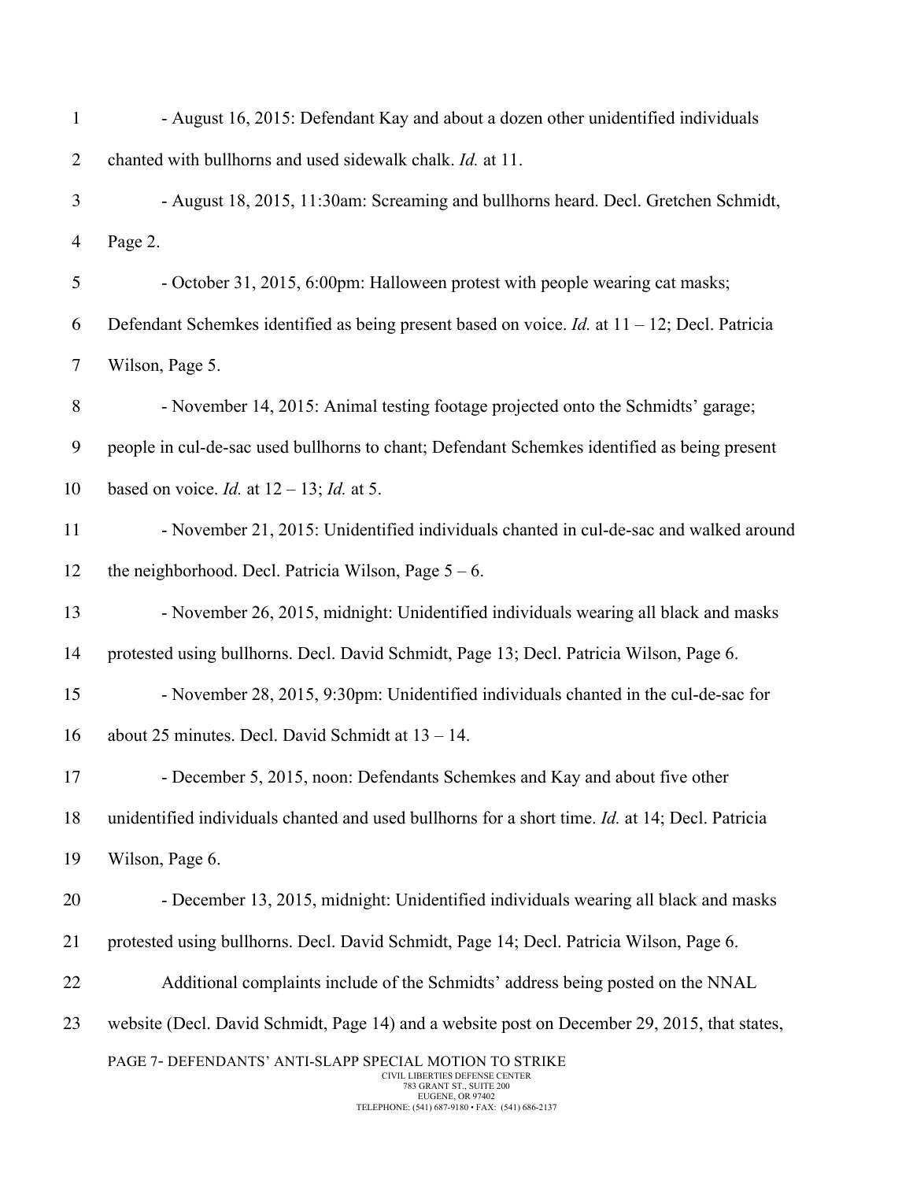- August 16, 2015: Defendant Kay and about a dozen other unidentified individuals chanted with bullhorns and used sidewalk chalk. *Id.* at 11.

- August 18, 2015, 11:30am: Screaming and bullhorns heard. Decl. Gretchen Schmidt, Page 2.

- October 31, 2015, 6:00pm: Halloween protest with people wearing cat masks; Defendant Schemkes identified as being present based on voice. *Id.* at 11 – 12; Decl. Patricia Wilson, Page 5.

- November 14, 2015: Animal testing footage projected onto the Schmidts' garage; people in cul-de-sac used bullhorns to chant; Defendant Schemkes identified as being present based on voice. *Id.* at 12 – 13; *Id.* at 5.

- November 21, 2015: Unidentified individuals chanted in cul-de-sac and walked around the neighborhood. Decl. Patricia Wilson, Page 5 – 6.

- November 26, 2015, midnight: Unidentified individuals wearing all black and masks protested using bullhorns. Decl. David Schmidt, Page 13; Decl. Patricia Wilson, Page 6.

- November 28, 2015, 9:30pm: Unidentified individuals chanted in the cul-de-sac for about 25 minutes. Decl. David Schmidt at 13 – 14.

- December 5, 2015, noon: Defendants Schemkes and Kay and about five other unidentified individuals chanted and used bullhorns for a short time. *Id.* at 14; Decl. Patricia Wilson, Page 6.

- December 13, 2015, midnight: Unidentified individuals wearing all black and masks protested using bullhorns. Decl. David Schmidt, Page 14; Decl. Patricia Wilson, Page 6.

Additional complaints include of the Schmidts' address being posted on the NNAL website (Decl. David Schmidt, Page 14) and a website post on December 29, 2015, that states,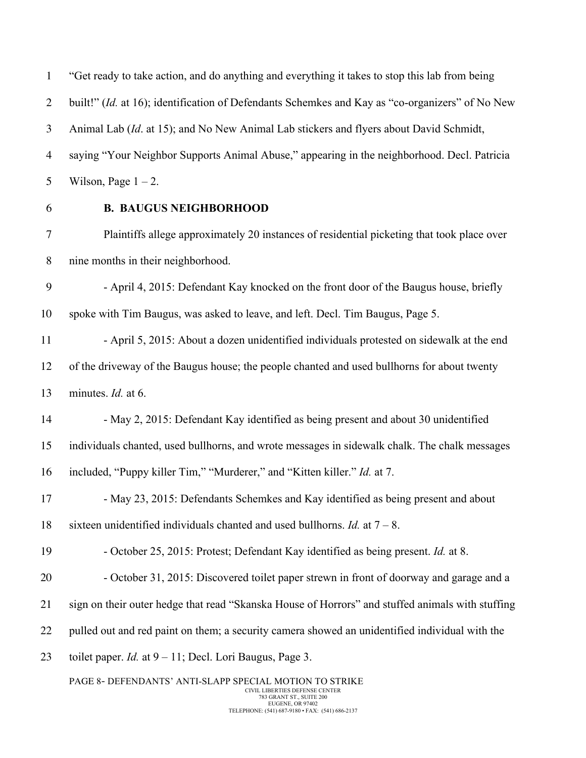"Get ready to take action, and do anything and everything it takes to stop this lab from being built!" (*Id.* at 16); identification of Defendants Schemkes and Kay as "co-organizers" of No New Animal Lab (*Id*. at 15); and No New Animal Lab stickers and flyers about David Schmidt, saying "Your Neighbor Supports Animal Abuse," appearing in the neighborhood. Decl. Patricia Wilson, Page 1 – 2.

**B. BAUGUS NEIGHBORHOOD**

Plaintiffs allege approximately 20 instances of residential picketing that took place over nine months in their neighborhood.

- April 4, 2015: Defendant Kay knocked on the front door of the Baugus house, briefly spoke with Tim Baugus, was asked to leave, and left. Decl. Tim Baugus, Page 5.

- April 5, 2015: About a dozen unidentified individuals protested on sidewalk at the end of the driveway of the Baugus house; the people chanted and used bullhorns for about twenty minutes. *Id.* at 6.

- May 2, 2015: Defendant Kay identified as being present and about 30 unidentified individuals chanted, used bullhorns, and wrote messages in sidewalk chalk. The chalk messages included, "Puppy killer Tim," "Murderer," and "Kitten killer." *Id.* at 7.

- May 23, 2015: Defendants Schemkes and Kay identified as being present and about sixteen unidentified individuals chanted and used bullhorns. *Id.* at 7 – 8.

- October 25, 2015: Protest; Defendant Kay identified as being present. *Id.* at 8.

- October 31, 2015: Discovered toilet paper strewn in front of doorway and garage and a sign on their outer hedge that read "Skanska House of Horrors" and stuffed animals with stuffing pulled out and red paint on them; a security camera showed an unidentified individual with the toilet paper. *Id.* at 9 – 11; Decl. Lori Baugus, Page 3.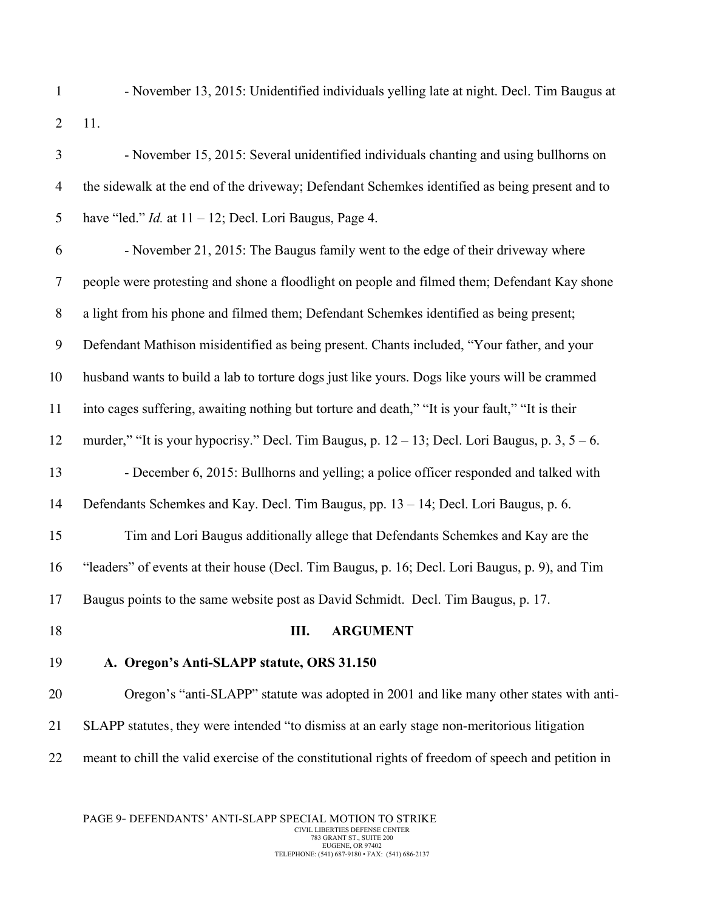- November 13, 2015: Unidentified individuals yelling late at night. Decl. Tim Baugus at 11.

- November 15, 2015: Several unidentified individuals chanting and using bullhorns on the sidewalk at the end of the driveway; Defendant Schemkes identified as being present and to have "led." *Id.* at 11 – 12; Decl. Lori Baugus, Page 4.

- November 21, 2015: The Baugus family went to the edge of their driveway where people were protesting and shone a floodlight on people and filmed them; Defendant Kay shone a light from his phone and filmed them; Defendant Schemkes identified as being present; Defendant Mathison misidentified as being present. Chants included, "Your father, and your husband wants to build a lab to torture dogs just like yours. Dogs like yours will be crammed into cages suffering, awaiting nothing but torture and death," "It is your fault," "It is their murder," "It is your hypocrisy." Decl. Tim Baugus, p. 12 – 13; Decl. Lori Baugus, p. 3, 5 – 6.

- December 6, 2015: Bullhorns and yelling; a police officer responded and talked with Defendants Schemkes and Kay. Decl. Tim Baugus, pp. 13 – 14; Decl. Lori Baugus, p. 6.

Tim and Lori Baugus additionally allege that Defendants Schemkes and Kay are the "leaders" of events at their house (Decl. Tim Baugus, p. 16; Decl. Lori Baugus, p. 9), and Tim Baugus points to the same website post as David Schmidt. Decl. Tim Baugus, p. 17.

## III. ARGUMENT

### A. Oregon's Anti-SLAPP statute, ORS 31.150

Oregon's "anti-SLAPP" statute was adopted in 2001 and like many other states with anti-SLAPP statutes, they were intended "to dismiss at an early stage non-meritorious litigation meant to chill the valid exercise of the constitutional rights of freedom of speech and petition in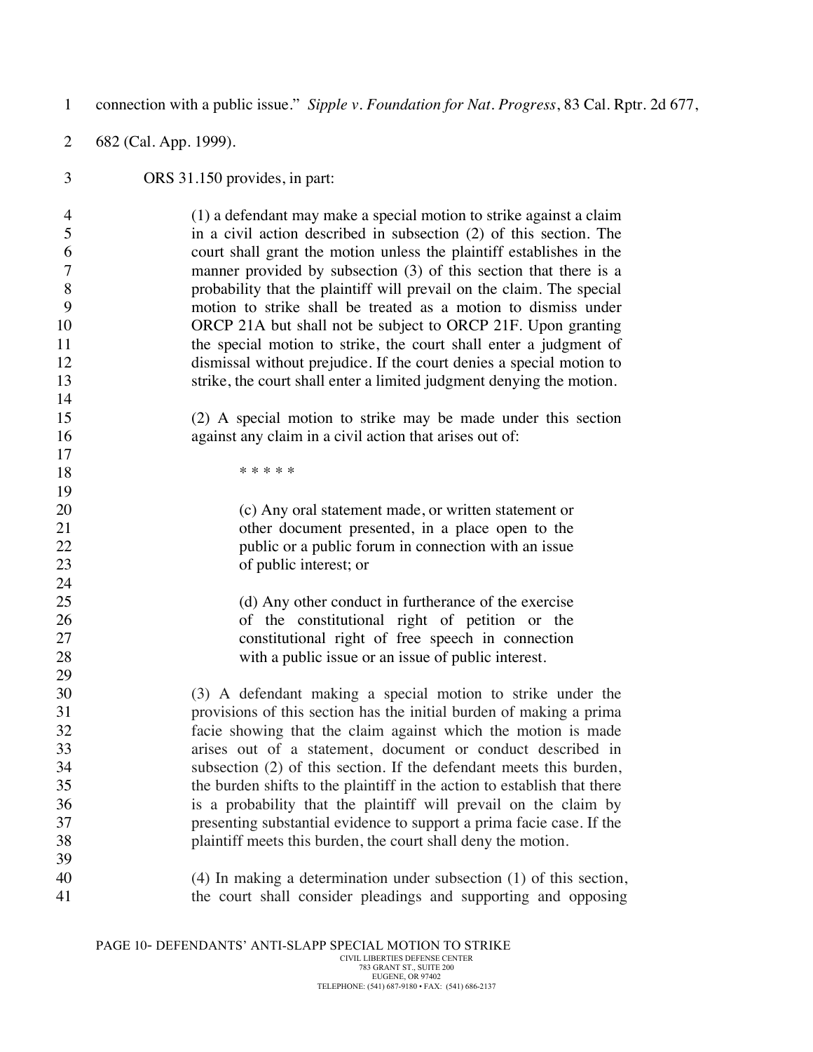connection with a public issue." *Sipple v. Foundation for Nat. Progress*, 83 Cal. Rptr. 2d 677, 682 (Cal. App. 1999).

ORS 31.150 provides, in part:

> (1) a defendant may make a special motion to strike against a claim in a civil action described in subsection (2) of this section. The court shall grant the motion unless the plaintiff establishes in the manner provided by subsection (3) of this section that there is a probability that the plaintiff will prevail on the claim. The special motion to strike shall be treated as a motion to dismiss under ORCP 21A but shall not be subject to ORCP 21F. Upon granting the special motion to strike, the court shall enter a judgment of dismissal without prejudice. If the court denies a special motion to strike, the court shall enter a limited judgment denying the motion.
>
> (2) A special motion to strike may be made under this section against any claim in a civil action that arises out of:
>
> > * * * * *
> >
> > (c) Any oral statement made, or written statement or other document presented, in a place open to the public or a public forum in connection with an issue of public interest; or
> >
> > (d) Any other conduct in furtherance of the exercise of the constitutional right of petition or the constitutional right of free speech in connection with a public issue or an issue of public interest.
>
> (3) A defendant making a special motion to strike under the provisions of this section has the initial burden of making a prima facie showing that the claim against which the motion is made arises out of a statement, document or conduct described in subsection (2) of this section. If the defendant meets this burden, the burden shifts to the plaintiff in the action to establish that there is a probability that the plaintiff will prevail on the claim by presenting substantial evidence to support a prima facie case. If the plaintiff meets this burden, the court shall deny the motion.
>
> (4) In making a determination under subsection (1) of this section, the court shall consider pleadings and supporting and opposing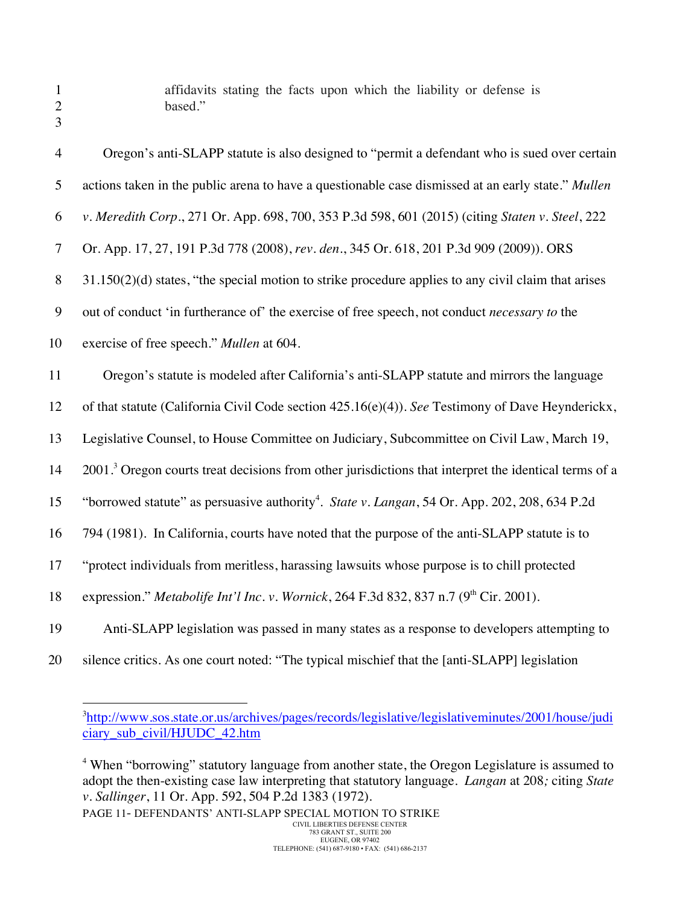affidavits stating the facts upon which the liability or defense is based."

Oregon's anti-SLAPP statute is also designed to "permit a defendant who is sued over certain actions taken in the public arena to have a questionable case dismissed at an early state." *Mullen v. Meredith Corp.*, 271 Or. App. 698, 700, 353 P.3d 598, 601 (2015) (citing *Staten v. Steel*, 222 Or. App. 17, 27, 191 P.3d 778 (2008), *rev. den.*, 345 Or. 618, 201 P.3d 909 (2009)). ORS 31.150(2)(d) states, "the special motion to strike procedure applies to any civil claim that arises out of conduct 'in furtherance of' the exercise of free speech, not conduct *necessary to* the exercise of free speech." *Mullen* at 604.

Oregon's statute is modeled after California's anti-SLAPP statute and mirrors the language of that statute (California Civil Code section 425.16(e)(4)). *See* Testimony of Dave Heynderickx, Legislative Counsel, to House Committee on Judiciary, Subcommittee on Civil Law, March 19, 2001.[3] Oregon courts treat decisions from other jurisdictions that interpret the identical terms of a "borrowed statute" as persuasive authority[4]. *State v. Langan*, 54 Or. App. 202, 208, 634 P.2d 794 (1981). In California, courts have noted that the purpose of the anti-SLAPP statute is to "protect individuals from meritless, harassing lawsuits whose purpose is to chill protected expression." *Metabolife Int'l Inc. v. Wornick*, 264 F.3d 832, 837 n.7 (9th Cir. 2001).

Anti-SLAPP legislation was passed in many states as a response to developers attempting to silence critics. As one court noted: "The typical mischief that the [anti-SLAPP] legislation

---

[3] http://www.sos.state.or.us/archives/pages/records/legislative/legislativeminutes/2001/house/judiciary_sub_civil/HJUDC_42.htm

[4] When "borrowing" statutory language from another state, the Oregon Legislature is assumed to adopt the then-existing case law interpreting that statutory language. *Langan* at 208*;* citing *State v. Sallinger*, 11 Or. App. 592, 504 P.2d 1383 (1972).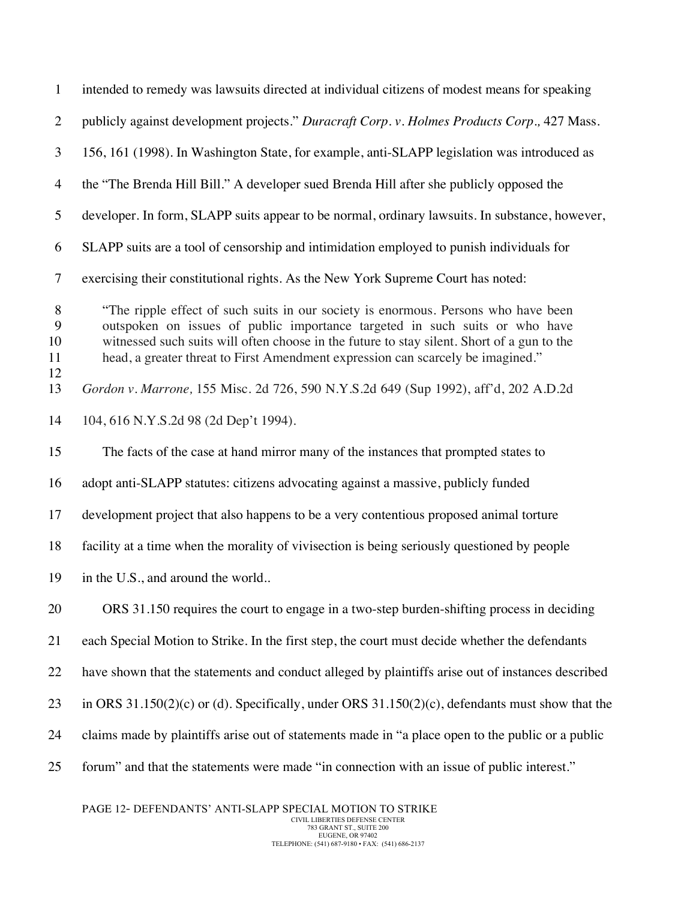intended to remedy was lawsuits directed at individual citizens of modest means for speaking publicly against development projects." *Duracraft Corp. v. Holmes Products Corp.,* 427 Mass. 156, 161 (1998). In Washington State, for example, anti-SLAPP legislation was introduced as the "The Brenda Hill Bill." A developer sued Brenda Hill after she publicly opposed the developer. In form, SLAPP suits appear to be normal, ordinary lawsuits. In substance, however, SLAPP suits are a tool of censorship and intimidation employed to punish individuals for exercising their constitutional rights. As the New York Supreme Court has noted:

> "The ripple effect of such suits in our society is enormous. Persons who have been outspoken on issues of public importance targeted in such suits or who have witnessed such suits will often choose in the future to stay silent. Short of a gun to the head, a greater threat to First Amendment expression can scarcely be imagined."

*Gordon v. Marrone,* 155 Misc. 2d 726, 590 N.Y.S.2d 649 (Sup 1992), aff'd, 202 A.D.2d 104, 616 N.Y.S.2d 98 (2d Dep't 1994).

The facts of the case at hand mirror many of the instances that prompted states to adopt anti-SLAPP statutes: citizens advocating against a massive, publicly funded development project that also happens to be a very contentious proposed animal torture facility at a time when the morality of vivisection is being seriously questioned by people in the U.S., and around the world..

ORS 31.150 requires the court to engage in a two-step burden-shifting process in deciding each Special Motion to Strike. In the first step, the court must decide whether the defendants have shown that the statements and conduct alleged by plaintiffs arise out of instances described in ORS 31.150(2)(c) or (d). Specifically, under ORS 31.150(2)(c), defendants must show that the claims made by plaintiffs arise out of statements made in "a place open to the public or a public forum" and that the statements were made "in connection with an issue of public interest."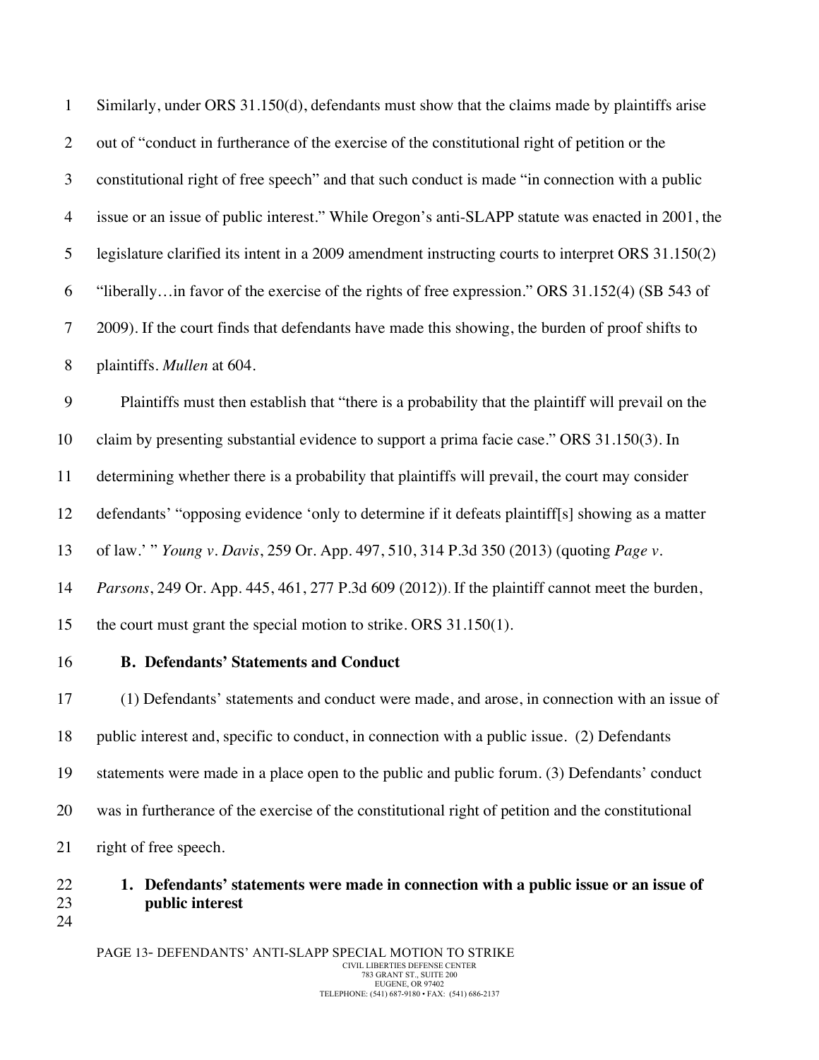Similarly, under ORS 31.150(d), defendants must show that the claims made by plaintiffs arise out of "conduct in furtherance of the exercise of the constitutional right of petition or the constitutional right of free speech" and that such conduct is made "in connection with a public issue or an issue of public interest." While Oregon's anti-SLAPP statute was enacted in 2001, the legislature clarified its intent in a 2009 amendment instructing courts to interpret ORS 31.150(2) "liberally…in favor of the exercise of the rights of free expression." ORS 31.152(4) (SB 543 of 2009). If the court finds that defendants have made this showing, the burden of proof shifts to plaintiffs. *Mullen* at 604.

Plaintiffs must then establish that "there is a probability that the plaintiff will prevail on the claim by presenting substantial evidence to support a prima facie case." ORS 31.150(3). In determining whether there is a probability that plaintiffs will prevail, the court may consider defendants' "opposing evidence 'only to determine if it defeats plaintiff[s] showing as a matter of law.' " *Young v. Davis*, 259 Or. App. 497, 510, 314 P.3d 350 (2013) (quoting *Page v. Parsons*, 249 Or. App. 445, 461, 277 P.3d 609 (2012)). If the plaintiff cannot meet the burden, the court must grant the special motion to strike. ORS 31.150(1).

### B. Defendants' Statements and Conduct

(1) Defendants' statements and conduct were made, and arose, in connection with an issue of public interest and, specific to conduct, in connection with a public issue. (2) Defendants statements were made in a place open to the public and public forum. (3) Defendants' conduct was in furtherance of the exercise of the constitutional right of petition and the constitutional right of free speech.

#### 1. Defendants' statements were made in connection with a public issue or an issue of public interest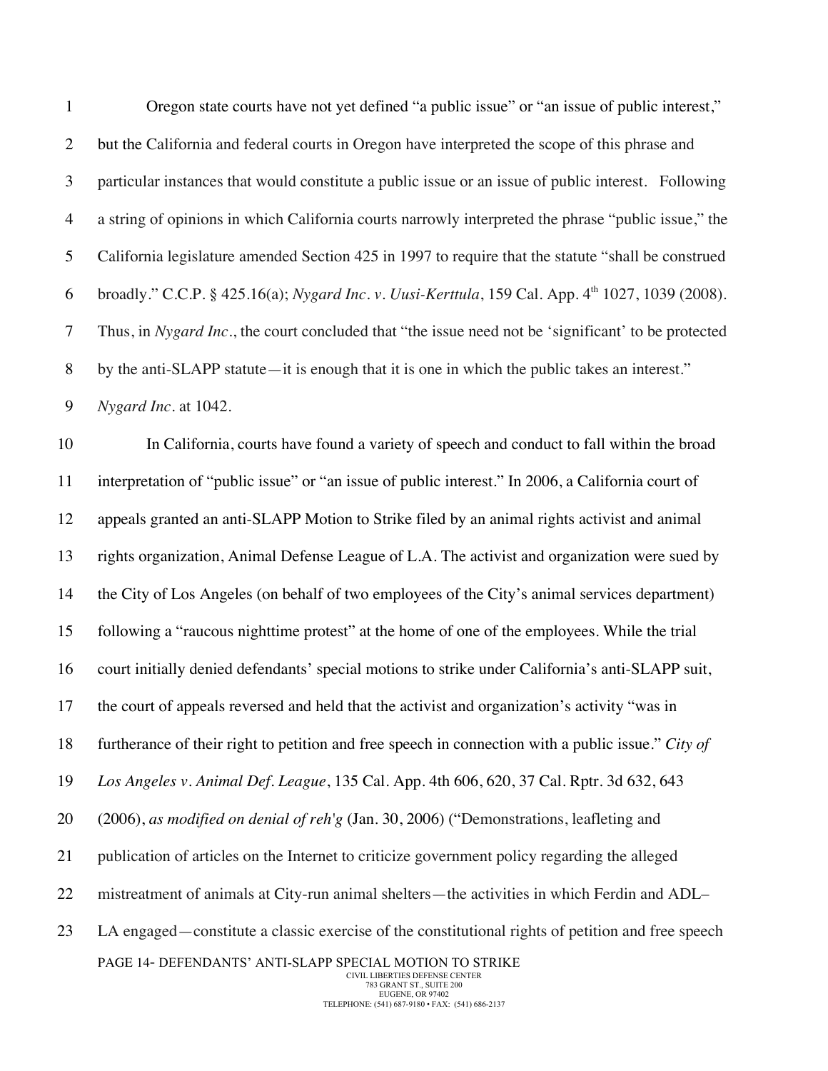Oregon state courts have not yet defined "a public issue" or "an issue of public interest," but the California and federal courts in Oregon have interpreted the scope of this phrase and particular instances that would constitute a public issue or an issue of public interest. Following a string of opinions in which California courts narrowly interpreted the phrase "public issue," the California legislature amended Section 425 in 1997 to require that the statute "shall be construed broadly." C.C.P. § 425.16(a); *Nygard Inc. v. Uusi-Kerttula*, 159 Cal. App. 4th 1027, 1039 (2008). Thus, in *Nygard Inc.*, the court concluded that "the issue need not be 'significant' to be protected by the anti-SLAPP statute—it is enough that it is one in which the public takes an interest." *Nygard Inc.* at 1042.

In California, courts have found a variety of speech and conduct to fall within the broad interpretation of "public issue" or "an issue of public interest." In 2006, a California court of appeals granted an anti-SLAPP Motion to Strike filed by an animal rights activist and animal rights organization, Animal Defense League of L.A. The activist and organization were sued by the City of Los Angeles (on behalf of two employees of the City's animal services department) following a "raucous nighttime protest" at the home of one of the employees. While the trial court initially denied defendants' special motions to strike under California's anti-SLAPP suit, the court of appeals reversed and held that the activist and organization's activity "was in furtherance of their right to petition and free speech in connection with a public issue." *City of Los Angeles v. Animal Def. League*, 135 Cal. App. 4th 606, 620, 37 Cal. Rptr. 3d 632, 643 (2006), *as modified on denial of reh'g* (Jan. 30, 2006) ("Demonstrations, leafleting and publication of articles on the Internet to criticize government policy regarding the alleged mistreatment of animals at City-run animal shelters—the activities in which Ferdin and ADL–LA engaged—constitute a classic exercise of the constitutional rights of petition and free speech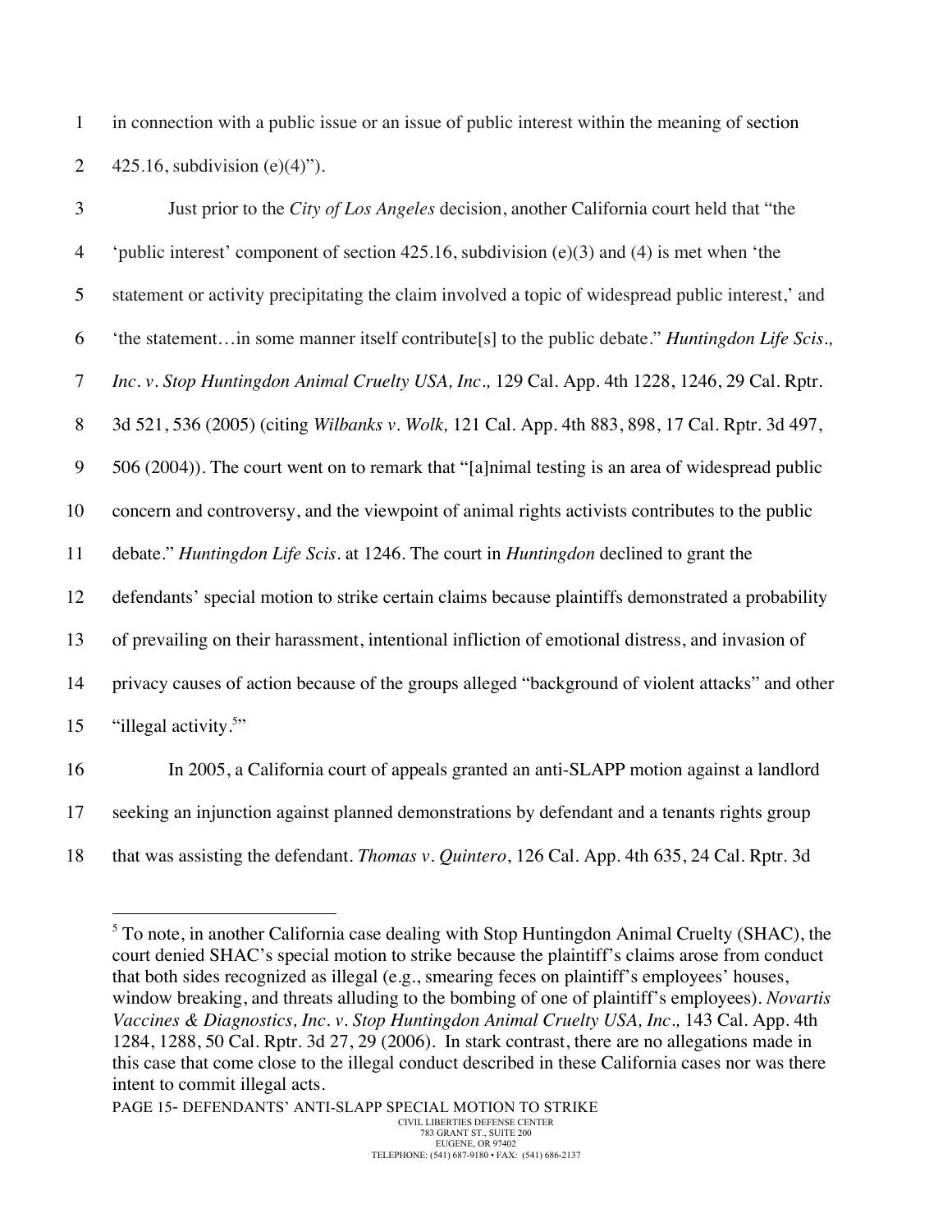in connection with a public issue or an issue of public interest within the meaning of section 425.16, subdivision (e)(4)").

Just prior to the *City of Los Angeles* decision, another California court held that "the 'public interest' component of section 425.16, subdivision (e)(3) and (4) is met when 'the statement or activity precipitating the claim involved a topic of widespread public interest,' and 'the statement…in some manner itself contribute[s] to the public debate." *Huntingdon Life Scis., Inc. v. Stop Huntingdon Animal Cruelty USA, Inc.,* 129 Cal. App. 4th 1228, 1246, 29 Cal. Rptr. 3d 521, 536 (2005) (citing *Wilbanks v. Wolk,* 121 Cal. App. 4th 883, 898, 17 Cal. Rptr. 3d 497, 506 (2004)). The court went on to remark that "[a]nimal testing is an area of widespread public concern and controversy, and the viewpoint of animal rights activists contributes to the public debate." *Huntingdon Life Scis.* at 1246. The court in *Huntingdon* declined to grant the defendants' special motion to strike certain claims because plaintiffs demonstrated a probability of prevailing on their harassment, intentional infliction of emotional distress, and invasion of privacy causes of action because of the groups alleged "background of violent attacks" and other "illegal activity.[5]"

In 2005, a California court of appeals granted an anti-SLAPP motion against a landlord seeking an injunction against planned demonstrations by defendant and a tenants rights group that was assisting the defendant. *Thomas v. Quintero*, 126 Cal. App. 4th 635, 24 Cal. Rptr. 3d

---

[5] To note, in another California case dealing with Stop Huntingdon Animal Cruelty (SHAC), the court denied SHAC's special motion to strike because the plaintiff's claims arose from conduct that both sides recognized as illegal (e.g., smearing feces on plaintiff's employees' houses, window breaking, and threats alluding to the bombing of one of plaintiff's employees). *Novartis Vaccines & Diagnostics, Inc. v. Stop Huntingdon Animal Cruelty USA, Inc.,* 143 Cal. App. 4th 1284, 1288, 50 Cal. Rptr. 3d 27, 29 (2006). In stark contrast, there are no allegations made in this case that come close to the illegal conduct described in these California cases nor was there intent to commit illegal acts.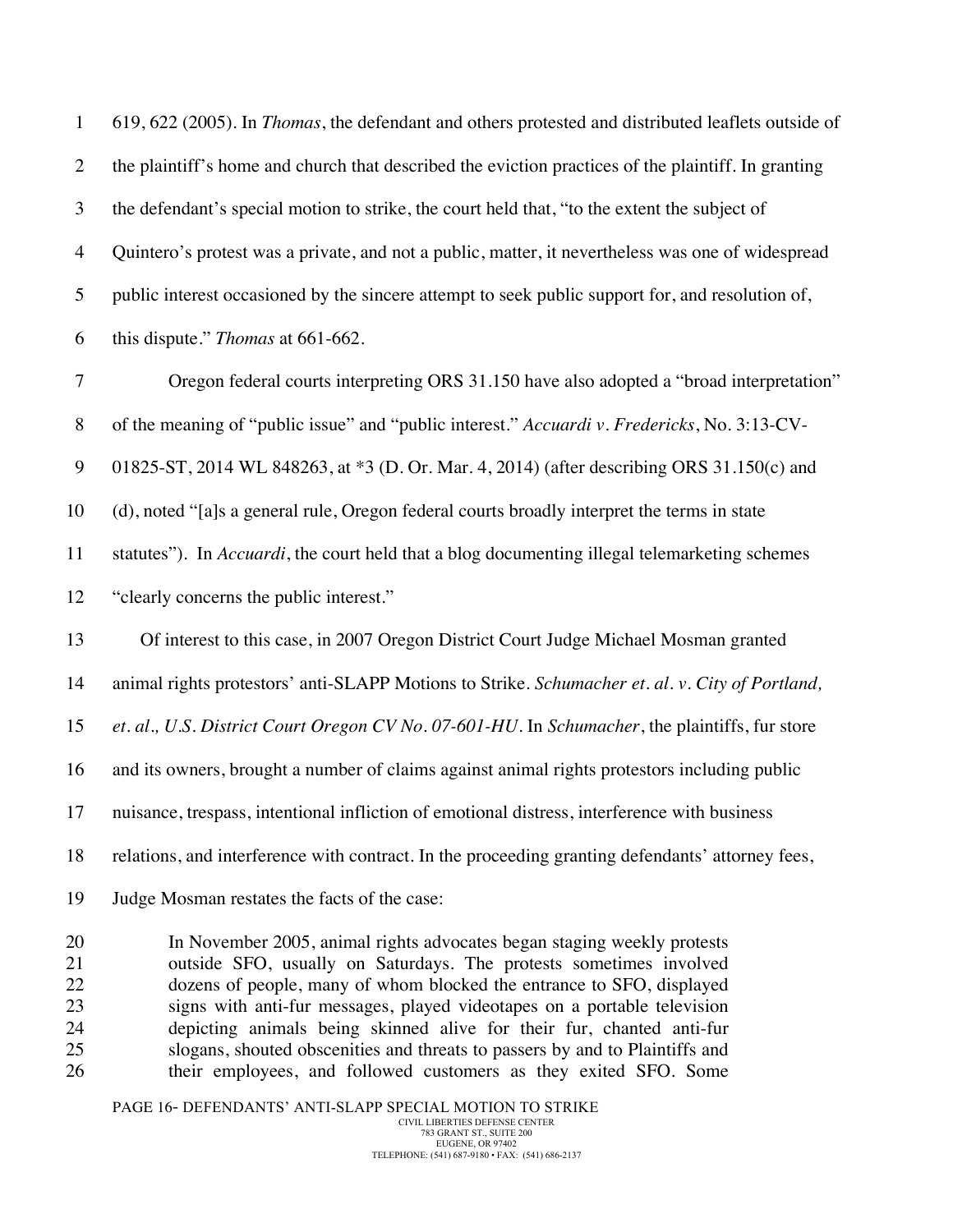619, 622 (2005). In *Thomas*, the defendant and others protested and distributed leaflets outside of the plaintiff's home and church that described the eviction practices of the plaintiff. In granting the defendant's special motion to strike, the court held that, "to the extent the subject of Quintero's protest was a private, and not a public, matter, it nevertheless was one of widespread public interest occasioned by the sincere attempt to seek public support for, and resolution of, this dispute." *Thomas* at 661-662.

Oregon federal courts interpreting ORS 31.150 have also adopted a "broad interpretation" of the meaning of "public issue" and "public interest." *Accuardi v. Fredericks*, No. 3:13-CV-01825-ST, 2014 WL 848263, at *3 (D. Or. Mar. 4, 2014) (after describing ORS 31.150(c) and (d), noted "[a]s a general rule, Oregon federal courts broadly interpret the terms in state statutes"). In *Accuardi*, the court held that a blog documenting illegal telemarketing schemes "clearly concerns the public interest."

Of interest to this case, in 2007 Oregon District Court Judge Michael Mosman granted animal rights protestors' anti-SLAPP Motions to Strike. *Schumacher et. al. v. City of Portland, et. al., U.S. District Court Oregon CV No. 07-601-HU.* In *Schumacher*, the plaintiffs, fur store and its owners, brought a number of claims against animal rights protestors including public nuisance, trespass, intentional infliction of emotional distress, interference with business relations, and interference with contract. In the proceeding granting defendants' attorney fees, Judge Mosman restates the facts of the case:

> In November 2005, animal rights advocates began staging weekly protests outside SFO, usually on Saturdays. The protests sometimes involved dozens of people, many of whom blocked the entrance to SFO, displayed signs with anti-fur messages, played videotapes on a portable television depicting animals being skinned alive for their fur, chanted anti-fur slogans, shouted obscenities and threats to passers by and to Plaintiffs and their employees, and followed customers as they exited SFO. Some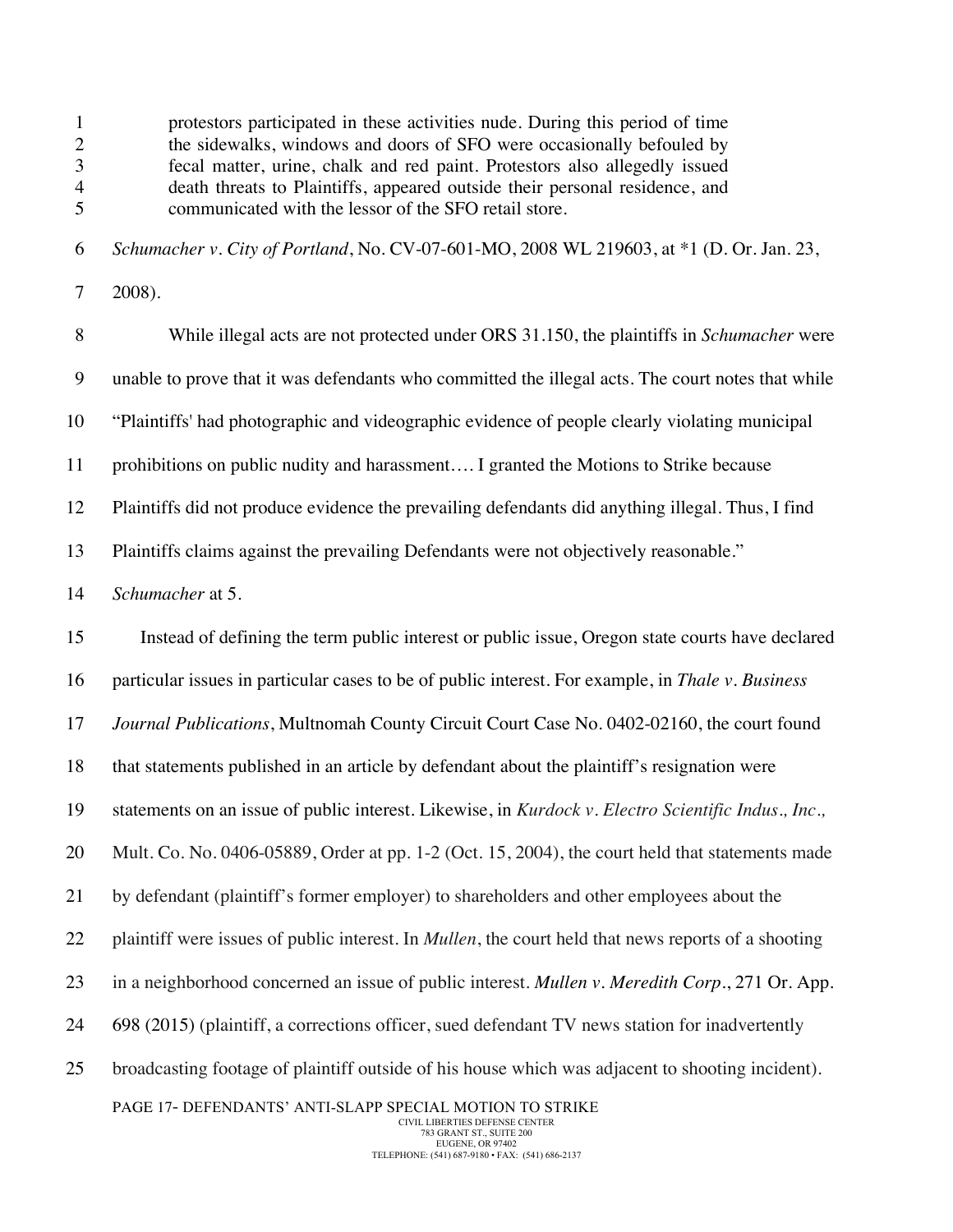> protestors participated in these activities nude. During this period of time the sidewalks, windows and doors of SFO were occasionally befouled by fecal matter, urine, chalk and red paint. Protestors also allegedly issued death threats to Plaintiffs, appeared outside their personal residence, and communicated with the lessor of the SFO retail store.

*Schumacher v. City of Portland*, No. CV-07-601-MO, 2008 WL 219603, at *1 (D. Or. Jan. 23, 2008).

While illegal acts are not protected under ORS 31.150, the plaintiffs in *Schumacher* were unable to prove that it was defendants who committed the illegal acts. The court notes that while "Plaintiffs' had photographic and videographic evidence of people clearly violating municipal prohibitions on public nudity and harassment…. I granted the Motions to Strike because Plaintiffs did not produce evidence the prevailing defendants did anything illegal. Thus, I find Plaintiffs claims against the prevailing Defendants were not objectively reasonable." *Schumacher* at 5.

Instead of defining the term public interest or public issue, Oregon state courts have declared particular issues in particular cases to be of public interest. For example, in *Thale v. Business Journal Publications*, Multnomah County Circuit Court Case No. 0402-02160, the court found that statements published in an article by defendant about the plaintiff's resignation were statements on an issue of public interest. Likewise, in *Kurdock v. Electro Scientific Indus., Inc.,* Mult. Co. No. 0406-05889, Order at pp. 1-2 (Oct. 15, 2004), the court held that statements made by defendant (plaintiff's former employer) to shareholders and other employees about the plaintiff were issues of public interest. In *Mullen*, the court held that news reports of a shooting in a neighborhood concerned an issue of public interest. *Mullen v. Meredith Corp*., 271 Or. App. 698 (2015) (plaintiff, a corrections officer, sued defendant TV news station for inadvertently broadcasting footage of plaintiff outside of his house which was adjacent to shooting incident).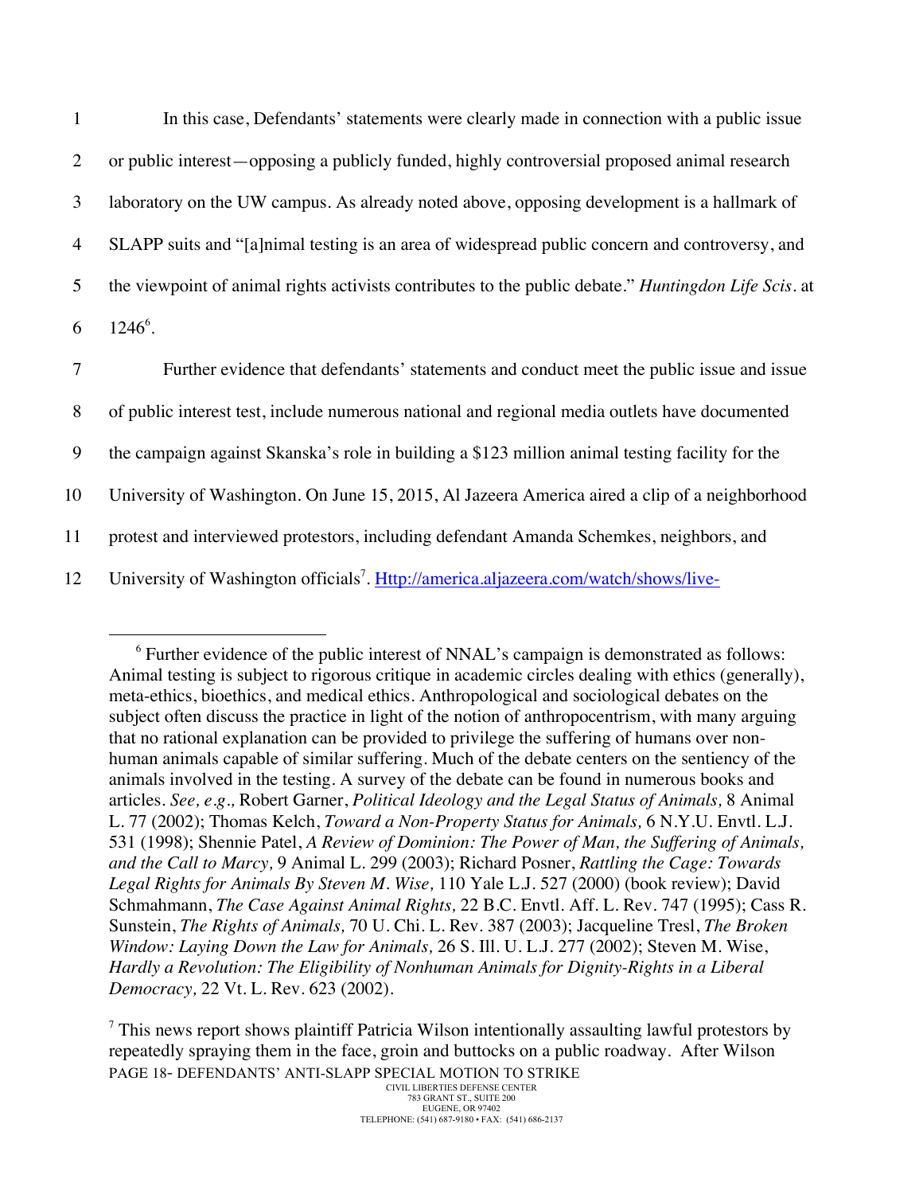In this case, Defendants' statements were clearly made in connection with a public issue or public interest—opposing a publicly funded, highly controversial proposed animal research laboratory on the UW campus. As already noted above, opposing development is a hallmark of SLAPP suits and "[a]nimal testing is an area of widespread public concern and controversy, and the viewpoint of animal rights activists contributes to the public debate." *Huntingdon Life Scis.* at 1246[6].

Further evidence that defendants' statements and conduct meet the public issue and issue of public interest test, include numerous national and regional media outlets have documented the campaign against Skanska's role in building a $123 million animal testing facility for the University of Washington. On June 15, 2015, Al Jazeera America aired a clip of a neighborhood protest and interviewed protestors, including defendant Amanda Schemkes, neighbors, and University of Washington officials[7]. Http://america.aljazeera.com/watch/shows/live-

---

[6] Further evidence of the public interest of NNAL's campaign is demonstrated as follows: Animal testing is subject to rigorous critique in academic circles dealing with ethics (generally), meta-ethics, bioethics, and medical ethics. Anthropological and sociological debates on the subject often discuss the practice in light of the notion of anthropocentrism, with many arguing that no rational explanation can be provided to privilege the suffering of humans over non-human animals capable of similar suffering. Much of the debate centers on the sentiency of the animals involved in the testing. A survey of the debate can be found in numerous books and articles. *See, e.g.,* Robert Garner, *Political Ideology and the Legal Status of Animals,* 8 Animal L. 77 (2002); Thomas Kelch, *Toward a Non-Property Status for Animals,* 6 N.Y.U. Envtl. L.J. 531 (1998); Shennie Patel, *A Review of Dominion: The Power of Man, the Suffering of Animals, and the Call to Marcy,* 9 Animal L. 299 (2003); Richard Posner, *Rattling the Cage: Towards Legal Rights for Animals By Steven M. Wise,* 110 Yale L.J. 527 (2000) (book review); David Schmahmann, *The Case Against Animal Rights,* 22 B.C. Envtl. Aff. L. Rev. 747 (1995); Cass R. Sunstein, *The Rights of Animals,* 70 U. Chi. L. Rev. 387 (2003); Jacqueline Tresl, *The Broken Window: Laying Down the Law for Animals,* 26 S. Ill. U. L.J. 277 (2002); Steven M. Wise, *Hardly a Revolution: The Eligibility of Nonhuman Animals for Dignity-Rights in a Liberal Democracy,* 22 Vt. L. Rev. 623 (2002).

[7] This news report shows plaintiff Patricia Wilson intentionally assaulting lawful protestors by repeatedly spraying them in the face, groin and buttocks on a public roadway. After Wilson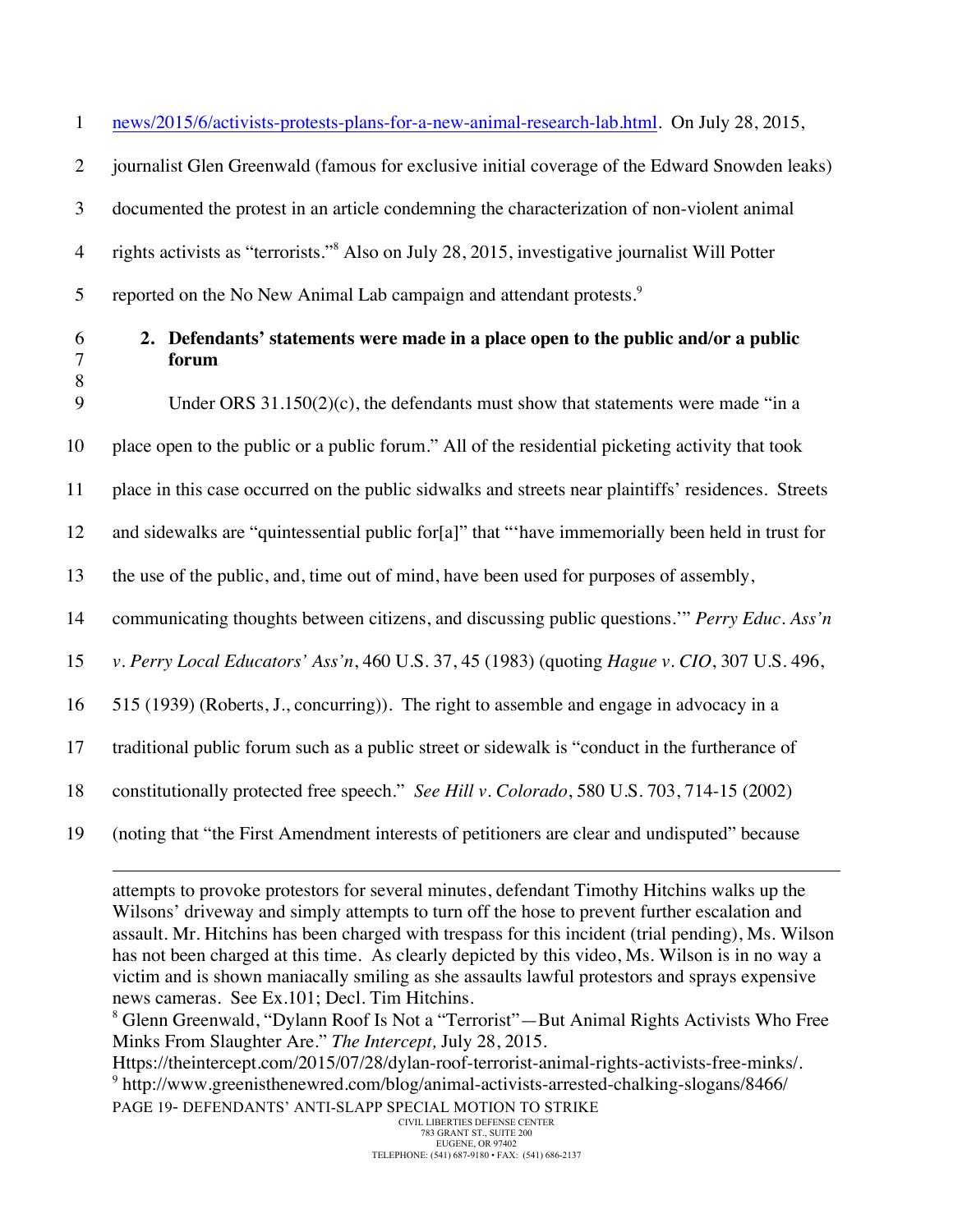news/2015/6/activists-protests-plans-for-a-new-animal-research-lab.html. On July 28, 2015, journalist Glen Greenwald (famous for exclusive initial coverage of the Edward Snowden leaks) documented the protest in an article condemning the characterization of non-violent animal rights activists as "terrorists."[8] Also on July 28, 2015, investigative journalist Will Potter reported on the No New Animal Lab campaign and attendant protests.[9]

**2. Defendants' statements were made in a place open to the public and/or a public forum**

Under ORS 31.150(2)(c), the defendants must show that statements were made "in a place open to the public or a public forum." All of the residential picketing activity that took place in this case occurred on the public sidewalks and streets near plaintiffs' residences. Streets and sidewalks are "quintessential public for[a]" that "'have immemorially been held in trust for the use of the public, and, time out of mind, have been used for purposes of assembly, communicating thoughts between citizens, and discussing public questions.'" *Perry Educ. Ass'n v. Perry Local Educators' Ass'n*, 460 U.S. 37, 45 (1983) (quoting *Hague v. CIO*, 307 U.S. 496, 515 (1939) (Roberts, J., concurring)). The right to assemble and engage in advocacy in a traditional public forum such as a public street or sidewalk is "conduct in the furtherance of constitutionally protected free speech." *See Hill v. Colorado*, 580 U.S. 703, 714-15 (2002) (noting that "the First Amendment interests of petitioners are clear and undisputed" because

---

attempts to provoke protestors for several minutes, defendant Timothy Hitchins walks up the Wilsons' driveway and simply attempts to turn off the hose to prevent further escalation and assault. Mr. Hitchins has been charged with trespass for this incident (trial pending), Ms. Wilson has not been charged at this time. As clearly depicted by this video, Ms. Wilson is in no way a victim and is shown maniacally smiling as she assaults lawful protestors and sprays expensive news cameras. See Ex.101; Decl. Tim Hitchins.

[8] Glenn Greenwald, "Dylann Roof Is Not a "Terrorist"—But Animal Rights Activists Who Free Minks From Slaughter Are." *The Intercept,* July 28, 2015. Https://theintercept.com/2015/07/28/dylan-roof-terrorist-animal-rights-activists-free-minks/.

[9] http://www.greenisthenewred.com/blog/animal-activists-arrested-chalking-slogans/8466/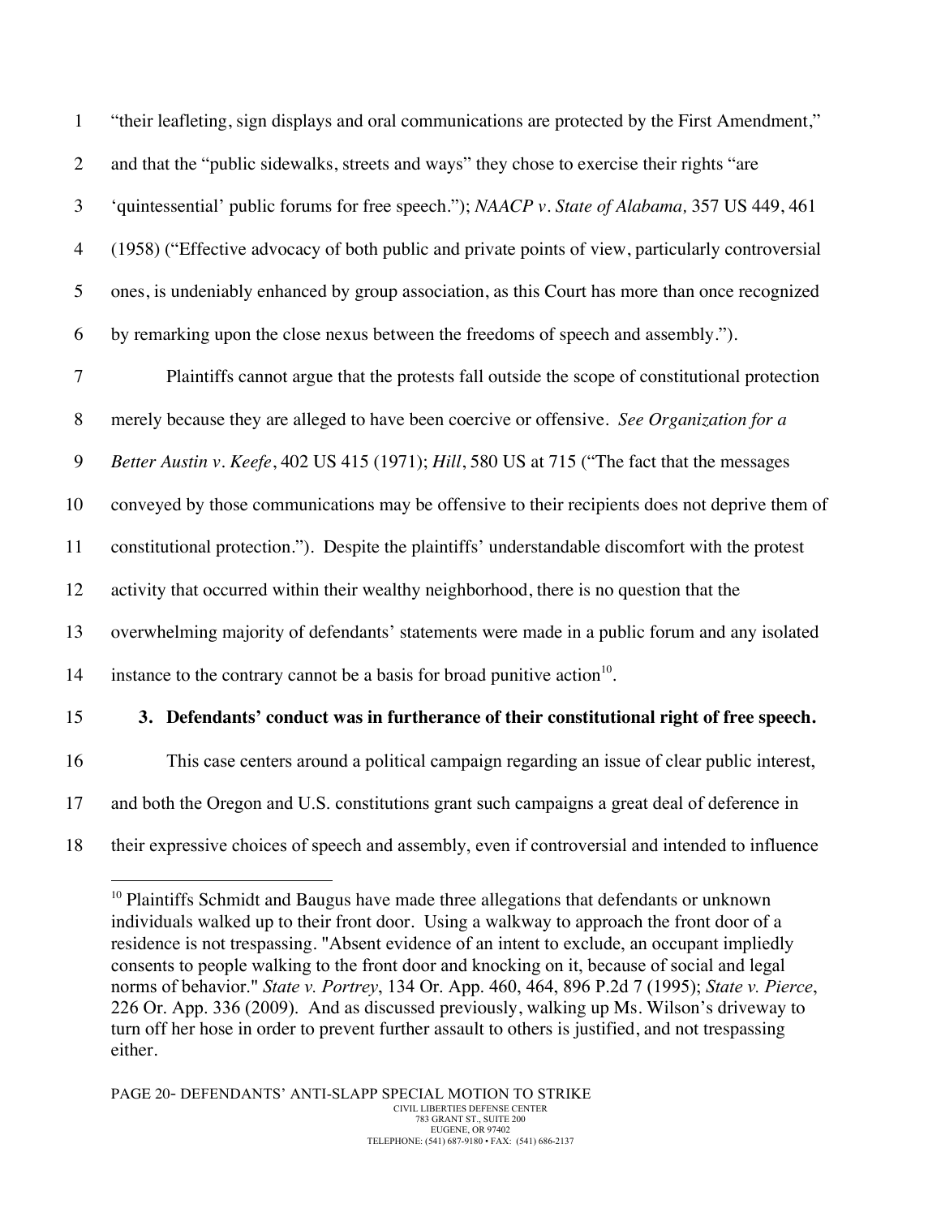"their leafleting, sign displays and oral communications are protected by the First Amendment," and that the "public sidewalks, streets and ways" they chose to exercise their rights "are 'quintessential' public forums for free speech."); *NAACP v. State of Alabama,* 357 US 449, 461 (1958) ("Effective advocacy of both public and private points of view, particularly controversial ones, is undeniably enhanced by group association, as this Court has more than once recognized by remarking upon the close nexus between the freedoms of speech and assembly.").

Plaintiffs cannot argue that the protests fall outside the scope of constitutional protection merely because they are alleged to have been coercive or offensive. *See Organization for a Better Austin v. Keefe*, 402 US 415 (1971); *Hill*, 580 US at 715 ("The fact that the messages conveyed by those communications may be offensive to their recipients does not deprive them of constitutional protection."). Despite the plaintiffs' understandable discomfort with the protest activity that occurred within their wealthy neighborhood, there is no question that the overwhelming majority of defendants' statements were made in a public forum and any isolated instance to the contrary cannot be a basis for broad punitive action[10].

**3. Defendants' conduct was in furtherance of their constitutional right of free speech.**

This case centers around a political campaign regarding an issue of clear public interest, and both the Oregon and U.S. constitutions grant such campaigns a great deal of deference in their expressive choices of speech and assembly, even if controversial and intended to influence

---

[10] Plaintiffs Schmidt and Baugus have made three allegations that defendants or unknown individuals walked up to their front door. Using a walkway to approach the front door of a residence is not trespassing. "Absent evidence of an intent to exclude, an occupant impliedly consents to people walking to the front door and knocking on it, because of social and legal norms of behavior." *State v. Portrey*, 134 Or. App. 460, 464, 896 P.2d 7 (1995); *State v. Pierce*, 226 Or. App. 336 (2009). And as discussed previously, walking up Ms. Wilson's driveway to turn off her hose in order to prevent further assault to others is justified, and not trespassing either.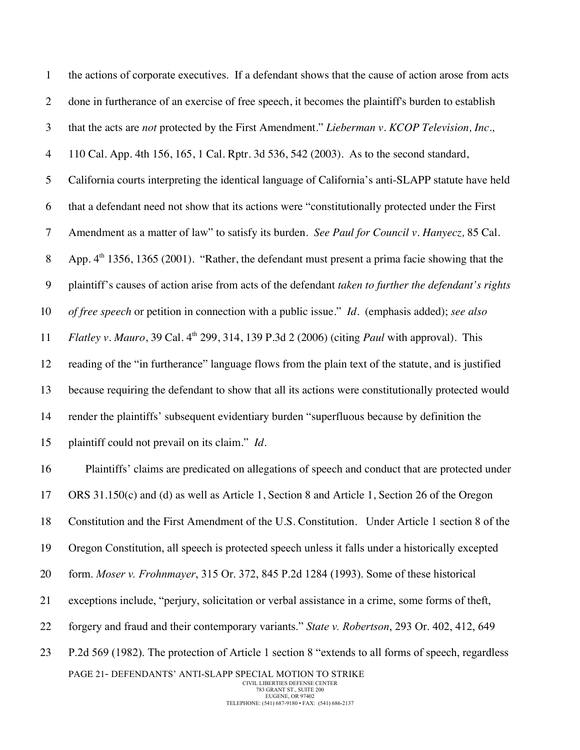the actions of corporate executives. If a defendant shows that the cause of action arose from acts done in furtherance of an exercise of free speech, it becomes the plaintiff's burden to establish that the acts are *not* protected by the First Amendment." *Lieberman v. KCOP Television, Inc.,* 110 Cal. App. 4th 156, 165, 1 Cal. Rptr. 3d 536, 542 (2003). As to the second standard, California courts interpreting the identical language of California's anti-SLAPP statute have held that a defendant need not show that its actions were "constitutionally protected under the First Amendment as a matter of law" to satisfy its burden. *See Paul for Council v. Hanyecz,* 85 Cal. App. 4th 1356, 1365 (2001). "Rather, the defendant must present a prima facie showing that the plaintiff's causes of action arise from acts of the defendant *taken to further the defendant's rights of free speech* or petition in connection with a public issue." *Id.* (emphasis added); *see also Flatley v. Mauro*, 39 Cal. 4th 299, 314, 139 P.3d 2 (2006) (citing *Paul* with approval). This reading of the "in furtherance" language flows from the plain text of the statute, and is justified because requiring the defendant to show that all its actions were constitutionally protected would render the plaintiffs' subsequent evidentiary burden "superfluous because by definition the plaintiff could not prevail on its claim." *Id.*

Plaintiffs' claims are predicated on allegations of speech and conduct that are protected under ORS 31.150(c) and (d) as well as Article 1, Section 8 and Article 1, Section 26 of the Oregon Constitution and the First Amendment of the U.S. Constitution. Under Article 1 section 8 of the Oregon Constitution, all speech is protected speech unless it falls under a historically excepted form. *Moser v. Frohnmayer*, 315 Or. 372, 845 P.2d 1284 (1993). Some of these historical exceptions include, "perjury, solicitation or verbal assistance in a crime, some forms of theft, forgery and fraud and their contemporary variants." *State v. Robertson*, 293 Or. 402, 412, 649 P.2d 569 (1982). The protection of Article 1 section 8 "extends to all forms of speech, regardless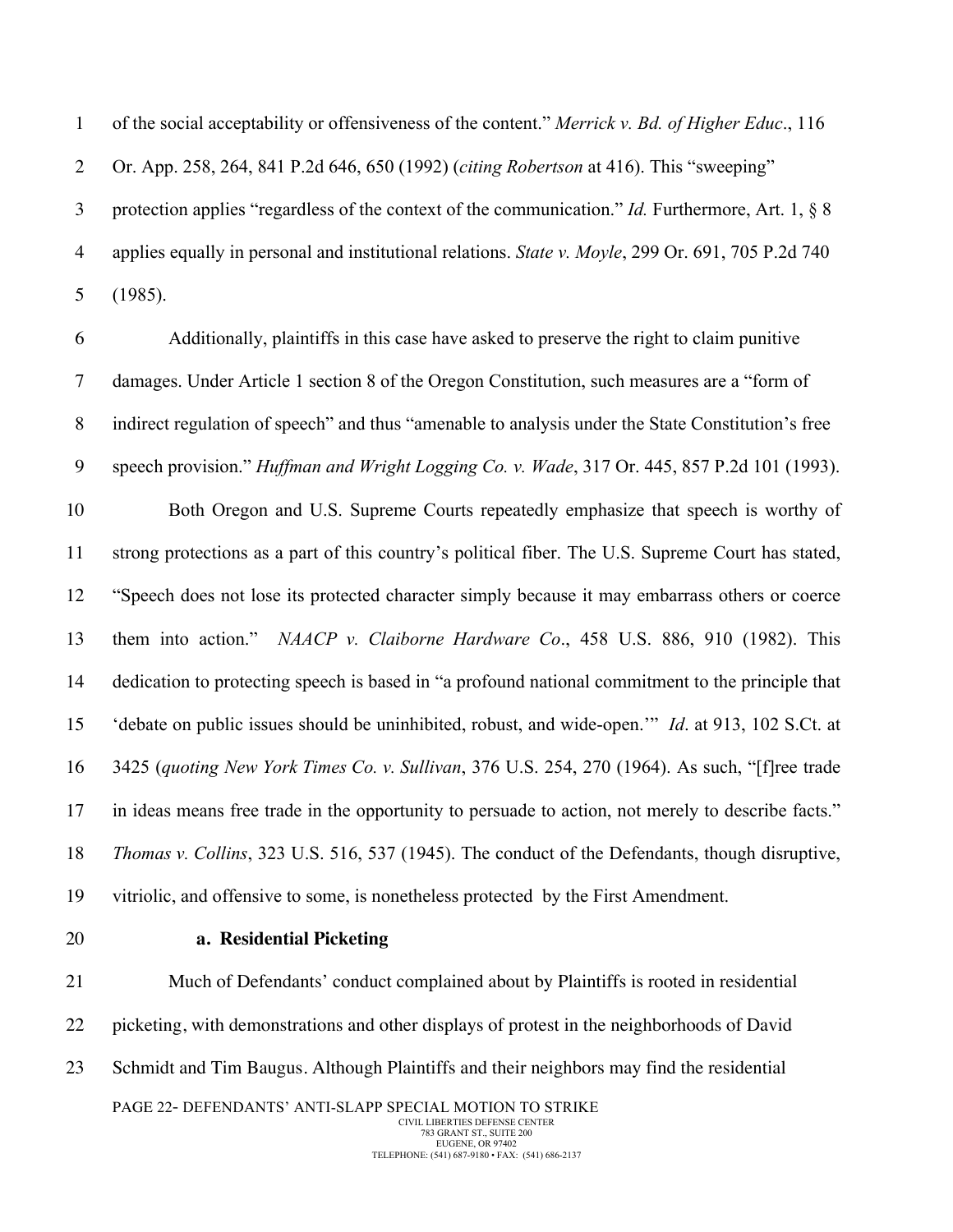of the social acceptability or offensiveness of the content." *Merrick v. Bd. of Higher Educ*., 116 Or. App. 258, 264, 841 P.2d 646, 650 (1992) (*citing Robertson* at 416). This "sweeping" protection applies "regardless of the context of the communication." *Id.* Furthermore, Art. 1, § 8 applies equally in personal and institutional relations. *State v. Moyle*, 299 Or. 691, 705 P.2d 740 (1985).

Additionally, plaintiffs in this case have asked to preserve the right to claim punitive damages. Under Article 1 section 8 of the Oregon Constitution, such measures are a "form of indirect regulation of speech" and thus "amenable to analysis under the State Constitution's free speech provision." *Huffman and Wright Logging Co. v. Wade*, 317 Or. 445, 857 P.2d 101 (1993).

Both Oregon and U.S. Supreme Courts repeatedly emphasize that speech is worthy of strong protections as a part of this country's political fiber. The U.S. Supreme Court has stated, "Speech does not lose its protected character simply because it may embarrass others or coerce them into action." *NAACP v. Claiborne Hardware Co*., 458 U.S. 886, 910 (1982). This dedication to protecting speech is based in "a profound national commitment to the principle that 'debate on public issues should be uninhibited, robust, and wide-open.'" *Id*. at 913, 102 S.Ct. at 3425 (*quoting New York Times Co. v. Sullivan*, 376 U.S. 254, 270 (1964). As such, "[f]ree trade in ideas means free trade in the opportunity to persuade to action, not merely to describe facts." *Thomas v. Collins*, 323 U.S. 516, 537 (1945). The conduct of the Defendants, though disruptive, vitriolic, and offensive to some, is nonetheless protected by the First Amendment.

**a. Residential Picketing**

Much of Defendants' conduct complained about by Plaintiffs is rooted in residential picketing, with demonstrations and other displays of protest in the neighborhoods of David Schmidt and Tim Baugus. Although Plaintiffs and their neighbors may find the residential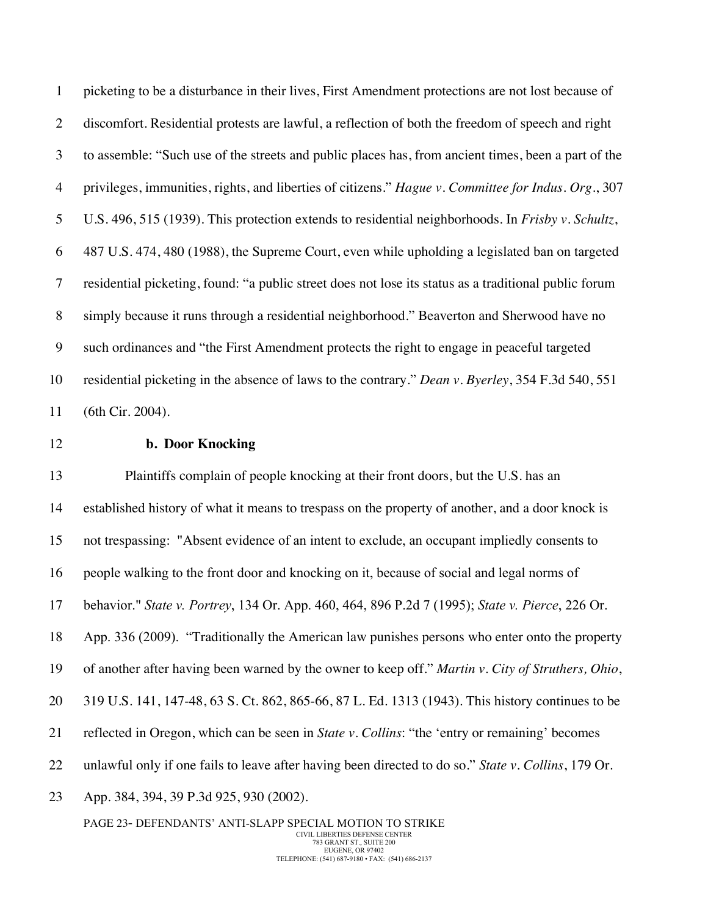picketing to be a disturbance in their lives, First Amendment protections are not lost because of discomfort. Residential protests are lawful, a reflection of both the freedom of speech and right to assemble: "Such use of the streets and public places has, from ancient times, been a part of the privileges, immunities, rights, and liberties of citizens." *Hague v. Committee for Indus. Org.*, 307 U.S. 496, 515 (1939). This protection extends to residential neighborhoods. In *Frisby v. Schultz*, 487 U.S. 474, 480 (1988), the Supreme Court, even while upholding a legislated ban on targeted residential picketing, found: "a public street does not lose its status as a traditional public forum simply because it runs through a residential neighborhood." Beaverton and Sherwood have no such ordinances and "the First Amendment protects the right to engage in peaceful targeted residential picketing in the absence of laws to the contrary." *Dean v. Byerley*, 354 F.3d 540, 551 (6th Cir. 2004).

**b. Door Knocking**

Plaintiffs complain of people knocking at their front doors, but the U.S. has an established history of what it means to trespass on the property of another, and a door knock is not trespassing: "Absent evidence of an intent to exclude, an occupant impliedly consents to people walking to the front door and knocking on it, because of social and legal norms of behavior." *State v. Portrey*, 134 Or. App. 460, 464, 896 P.2d 7 (1995); *State v. Pierce*, 226 Or. App. 336 (2009). "Traditionally the American law punishes persons who enter onto the property of another after having been warned by the owner to keep off." *Martin v. City of Struthers, Ohio*, 319 U.S. 141, 147-48, 63 S. Ct. 862, 865-66, 87 L. Ed. 1313 (1943). This history continues to be reflected in Oregon, which can be seen in *State v. Collins*: "the 'entry or remaining' becomes unlawful only if one fails to leave after having been directed to do so." *State v. Collins*, 179 Or. App. 384, 394, 39 P.3d 925, 930 (2002).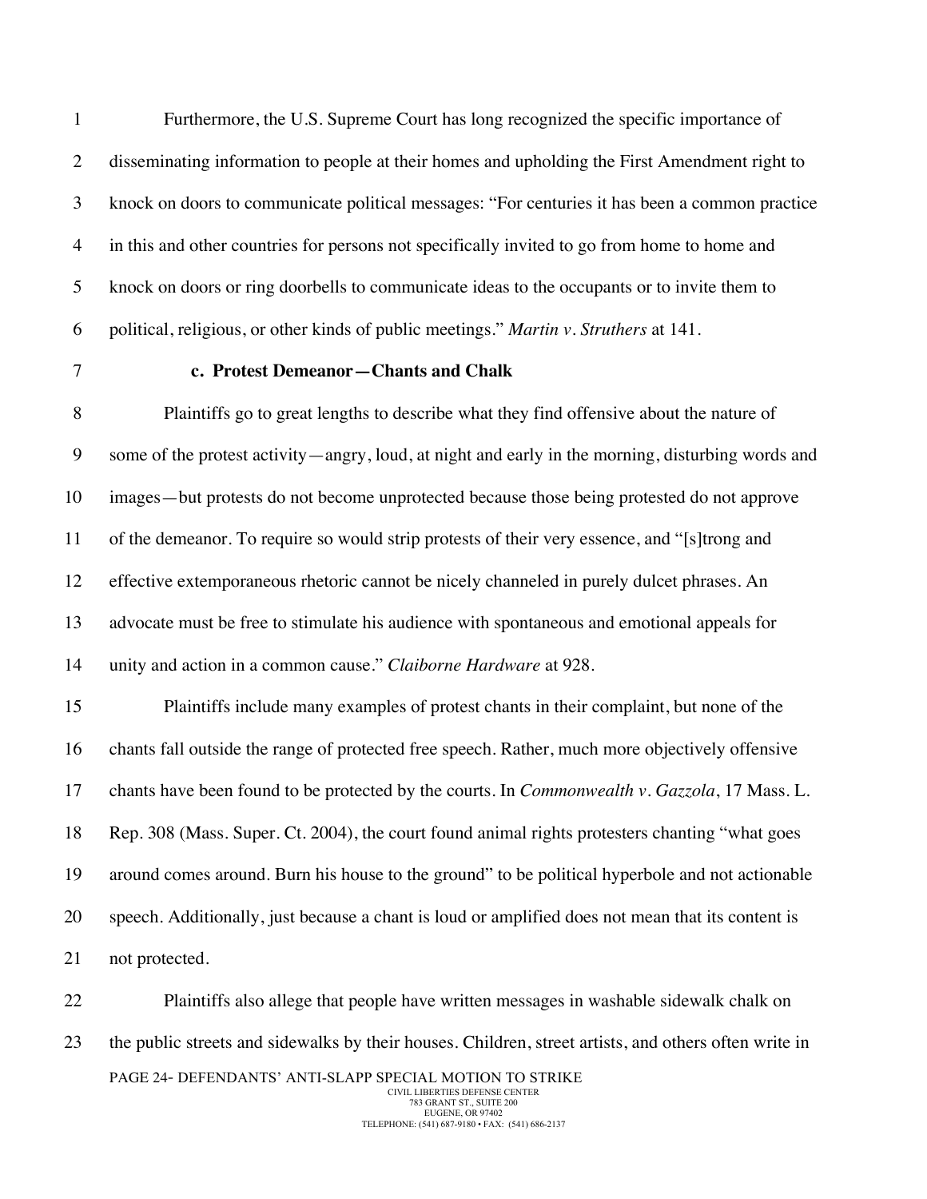Furthermore, the U.S. Supreme Court has long recognized the specific importance of disseminating information to people at their homes and upholding the First Amendment right to knock on doors to communicate political messages: "For centuries it has been a common practice in this and other countries for persons not specifically invited to go from home to home and knock on doors or ring doorbells to communicate ideas to the occupants or to invite them to political, religious, or other kinds of public meetings." *Martin v. Struthers* at 141.

**c. Protest Demeanor—Chants and Chalk**

Plaintiffs go to great lengths to describe what they find offensive about the nature of some of the protest activity—angry, loud, at night and early in the morning, disturbing words and images—but protests do not become unprotected because those being protested do not approve of the demeanor. To require so would strip protests of their very essence, and "[s]trong and effective extemporaneous rhetoric cannot be nicely channeled in purely dulcet phrases. An advocate must be free to stimulate his audience with spontaneous and emotional appeals for unity and action in a common cause." *Claiborne Hardware* at 928.

Plaintiffs include many examples of protest chants in their complaint, but none of the chants fall outside the range of protected free speech. Rather, much more objectively offensive chants have been found to be protected by the courts. In *Commonwealth v. Gazzola*, 17 Mass. L. Rep. 308 (Mass. Super. Ct. 2004), the court found animal rights protesters chanting "what goes around comes around. Burn his house to the ground" to be political hyperbole and not actionable speech. Additionally, just because a chant is loud or amplified does not mean that its content is not protected.

Plaintiffs also allege that people have written messages in washable sidewalk chalk on the public streets and sidewalks by their houses. Children, street artists, and others often write in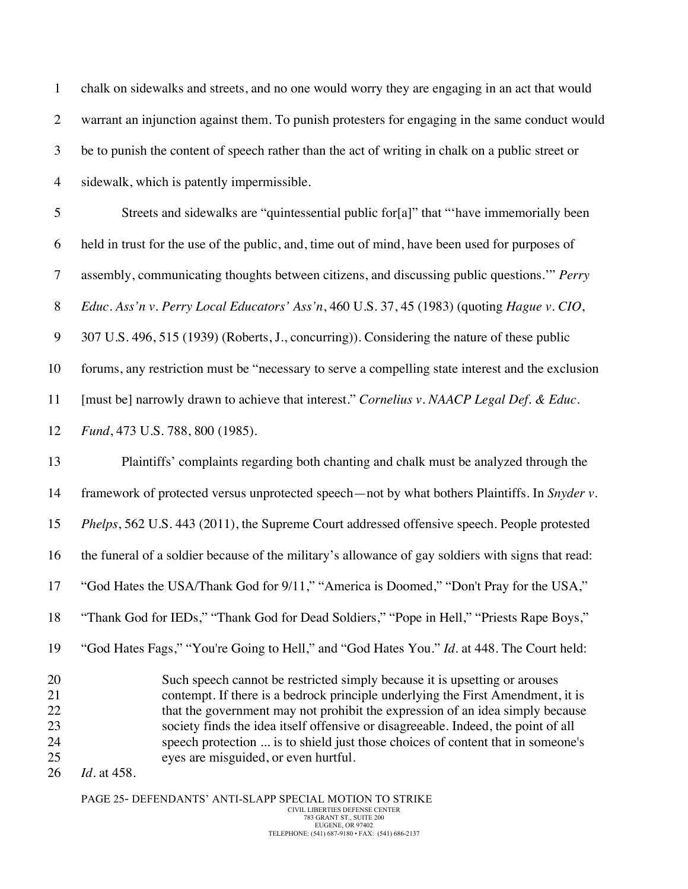chalk on sidewalks and streets, and no one would worry they are engaging in an act that would warrant an injunction against them. To punish protesters for engaging in the same conduct would be to punish the content of speech rather than the act of writing in chalk on a public street or sidewalk, which is patently impermissible.

Streets and sidewalks are "quintessential public for[a]" that "'have immemorially been held in trust for the use of the public, and, time out of mind, have been used for purposes of assembly, communicating thoughts between citizens, and discussing public questions.'" *Perry Educ. Ass'n v. Perry Local Educators' Ass'n*, 460 U.S. 37, 45 (1983) (quoting *Hague v. CIO*, 307 U.S. 496, 515 (1939) (Roberts, J., concurring)). Considering the nature of these public forums, any restriction must be "necessary to serve a compelling state interest and the exclusion [must be] narrowly drawn to achieve that interest." *Cornelius v. NAACP Legal Def. & Educ. Fund*, 473 U.S. 788, 800 (1985).

Plaintiffs' complaints regarding both chanting and chalk must be analyzed through the framework of protected versus unprotected speech—not by what bothers Plaintiffs. In *Snyder v. Phelps*, 562 U.S. 443 (2011), the Supreme Court addressed offensive speech. People protested the funeral of a soldier because of the military's allowance of gay soldiers with signs that read: "God Hates the USA/Thank God for 9/11," "America is Doomed," "Don't Pray for the USA," "Thank God for IEDs," "Thank God for Dead Soldiers," "Pope in Hell," "Priests Rape Boys," "God Hates Fags," "You're Going to Hell," and "God Hates You." *Id.* at 448. The Court held:

> Such speech cannot be restricted simply because it is upsetting or arouses contempt. If there is a bedrock principle underlying the First Amendment, it is that the government may not prohibit the expression of an idea simply because society finds the idea itself offensive or disagreeable. Indeed, the point of all speech protection ... is to shield just those choices of content that in someone's eyes are misguided, or even hurtful.

*Id.* at 458.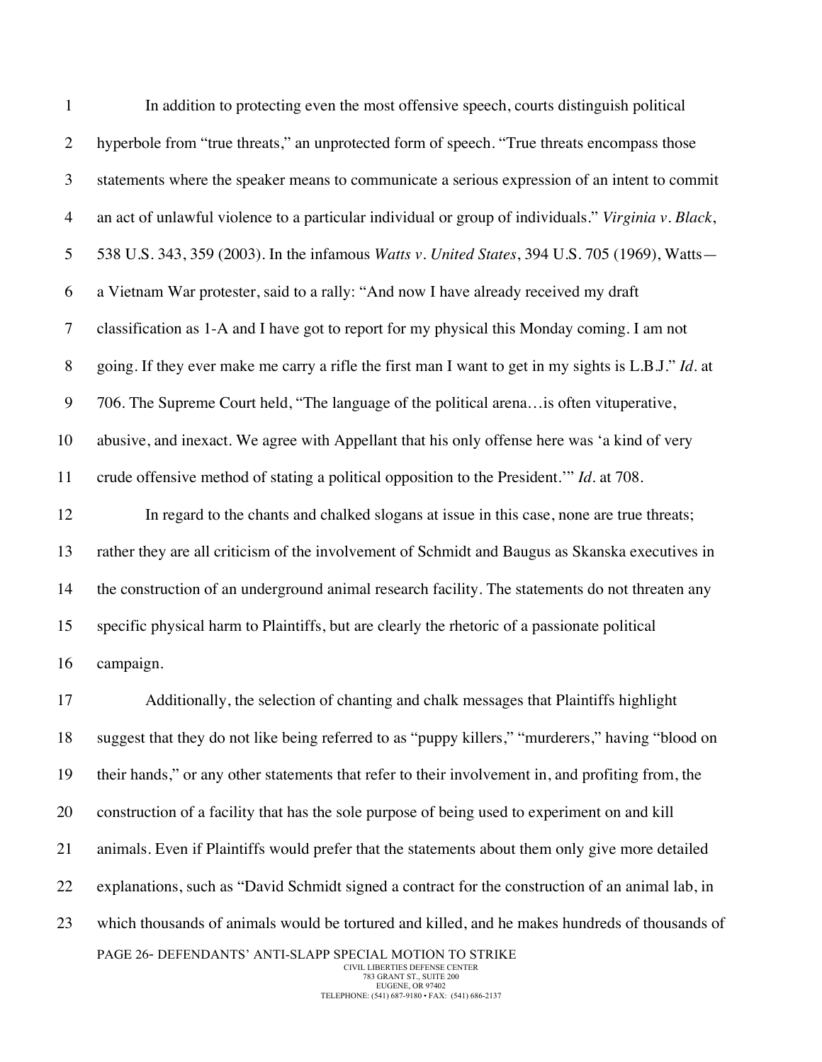In addition to protecting even the most offensive speech, courts distinguish political hyperbole from "true threats," an unprotected form of speech. "True threats encompass those statements where the speaker means to communicate a serious expression of an intent to commit an act of unlawful violence to a particular individual or group of individuals." *Virginia v. Black*, 538 U.S. 343, 359 (2003). In the infamous *Watts v. United States*, 394 U.S. 705 (1969), Watts—a Vietnam War protester, said to a rally: "And now I have already received my draft classification as 1-A and I have got to report for my physical this Monday coming. I am not going. If they ever make me carry a rifle the first man I want to get in my sights is L.B.J." *Id.* at 706. The Supreme Court held, "The language of the political arena…is often vituperative, abusive, and inexact. We agree with Appellant that his only offense here was 'a kind of very crude offensive method of stating a political opposition to the President.'" *Id.* at 708.

In regard to the chants and chalked slogans at issue in this case, none are true threats; rather they are all criticism of the involvement of Schmidt and Baugus as Skanska executives in the construction of an underground animal research facility. The statements do not threaten any specific physical harm to Plaintiffs, but are clearly the rhetoric of a passionate political campaign.

Additionally, the selection of chanting and chalk messages that Plaintiffs highlight suggest that they do not like being referred to as "puppy killers," "murderers," having "blood on their hands," or any other statements that refer to their involvement in, and profiting from, the construction of a facility that has the sole purpose of being used to experiment on and kill animals. Even if Plaintiffs would prefer that the statements about them only give more detailed explanations, such as "David Schmidt signed a contract for the construction of an animal lab, in which thousands of animals would be tortured and killed, and he makes hundreds of thousands of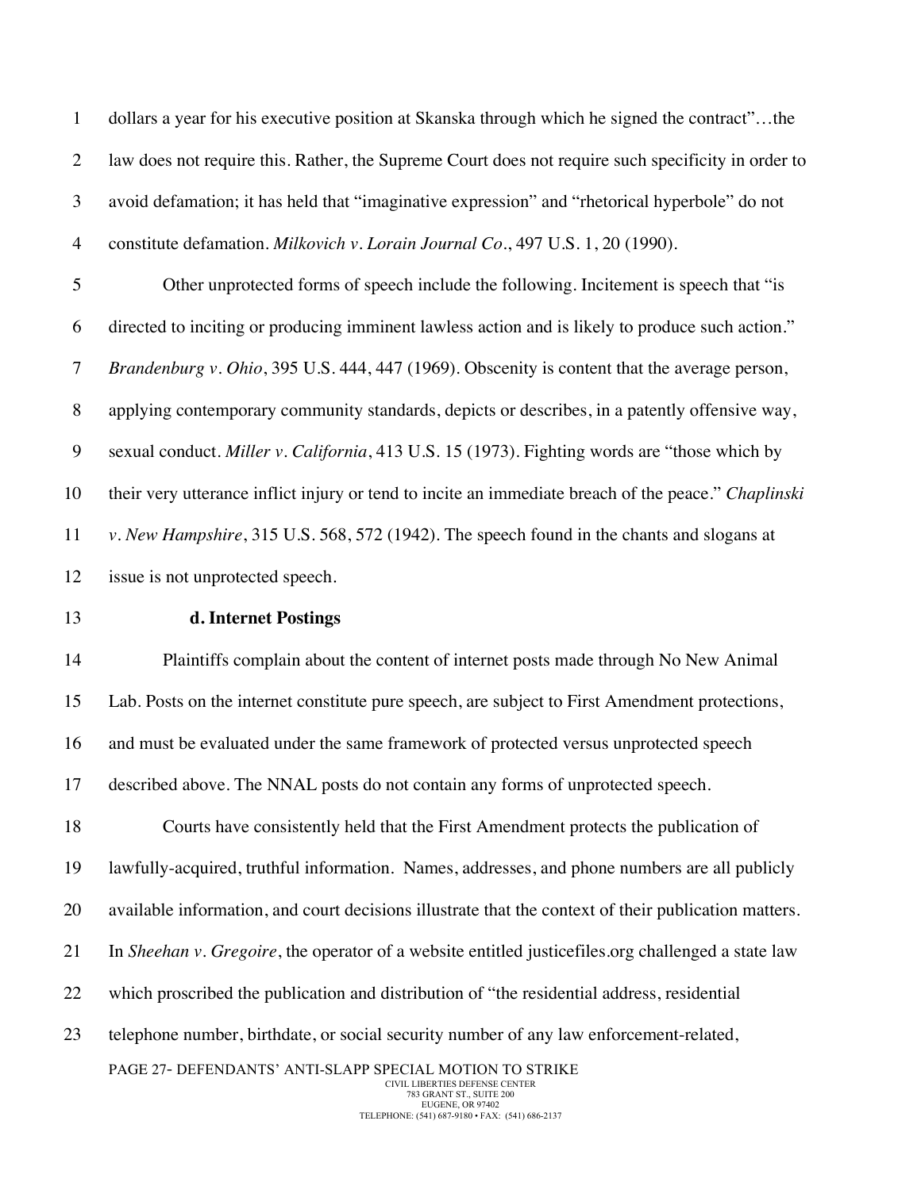dollars a year for his executive position at Skanska through which he signed the contract"…the law does not require this. Rather, the Supreme Court does not require such specificity in order to avoid defamation; it has held that "imaginative expression" and "rhetorical hyperbole" do not constitute defamation. *Milkovich v. Lorain Journal Co*., 497 U.S. 1, 20 (1990).

Other unprotected forms of speech include the following. Incitement is speech that "is directed to inciting or producing imminent lawless action and is likely to produce such action." *Brandenburg v. Ohio*, 395 U.S. 444, 447 (1969). Obscenity is content that the average person, applying contemporary community standards, depicts or describes, in a patently offensive way, sexual conduct. *Miller v. California*, 413 U.S. 15 (1973). Fighting words are "those which by their very utterance inflict injury or tend to incite an immediate breach of the peace." *Chaplinski v. New Hampshire*, 315 U.S. 568, 572 (1942). The speech found in the chants and slogans at issue is not unprotected speech.

**d. Internet Postings**

Plaintiffs complain about the content of internet posts made through No New Animal Lab. Posts on the internet constitute pure speech, are subject to First Amendment protections, and must be evaluated under the same framework of protected versus unprotected speech described above. The NNAL posts do not contain any forms of unprotected speech.

Courts have consistently held that the First Amendment protects the publication of lawfully-acquired, truthful information. Names, addresses, and phone numbers are all publicly available information, and court decisions illustrate that the context of their publication matters. In *Sheehan v. Gregoire*, the operator of a website entitled justicefiles.org challenged a state law which proscribed the publication and distribution of "the residential address, residential telephone number, birthdate, or social security number of any law enforcement-related,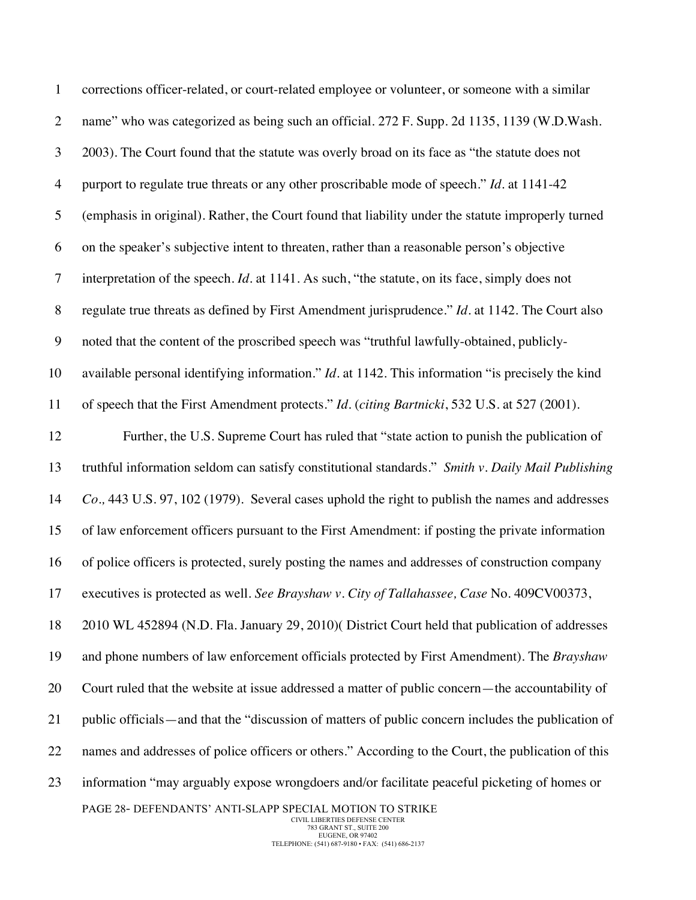corrections officer-related, or court-related employee or volunteer, or someone with a similar name" who was categorized as being such an official. 272 F. Supp. 2d 1135, 1139 (W.D.Wash. 2003). The Court found that the statute was overly broad on its face as "the statute does not purport to regulate true threats or any other proscribable mode of speech." *Id.* at 1141-42 (emphasis in original). Rather, the Court found that liability under the statute improperly turned on the speaker's subjective intent to threaten, rather than a reasonable person's objective interpretation of the speech. *Id.* at 1141. As such, "the statute, on its face, simply does not regulate true threats as defined by First Amendment jurisprudence." *Id.* at 1142. The Court also noted that the content of the proscribed speech was "truthful lawfully-obtained, publicly-available personal identifying information." *Id.* at 1142. This information "is precisely the kind of speech that the First Amendment protects." *Id.* (*citing Bartnicki*, 532 U.S. at 527 (2001).

Further, the U.S. Supreme Court has ruled that "state action to punish the publication of truthful information seldom can satisfy constitutional standards." *Smith v. Daily Mail Publishing Co.,* 443 U.S. 97, 102 (1979). Several cases uphold the right to publish the names and addresses of law enforcement officers pursuant to the First Amendment: if posting the private information of police officers is protected, surely posting the names and addresses of construction company executives is protected as well. *See Brayshaw v. City of Tallahassee, Case* No. 409CV00373, 2010 WL 452894 (N.D. Fla. January 29, 2010)( District Court held that publication of addresses and phone numbers of law enforcement officials protected by First Amendment). The *Brayshaw* Court ruled that the website at issue addressed a matter of public concern—the accountability of public officials—and that the "discussion of matters of public concern includes the publication of names and addresses of police officers or others." According to the Court, the publication of this information "may arguably expose wrongdoers and/or facilitate peaceful picketing of homes or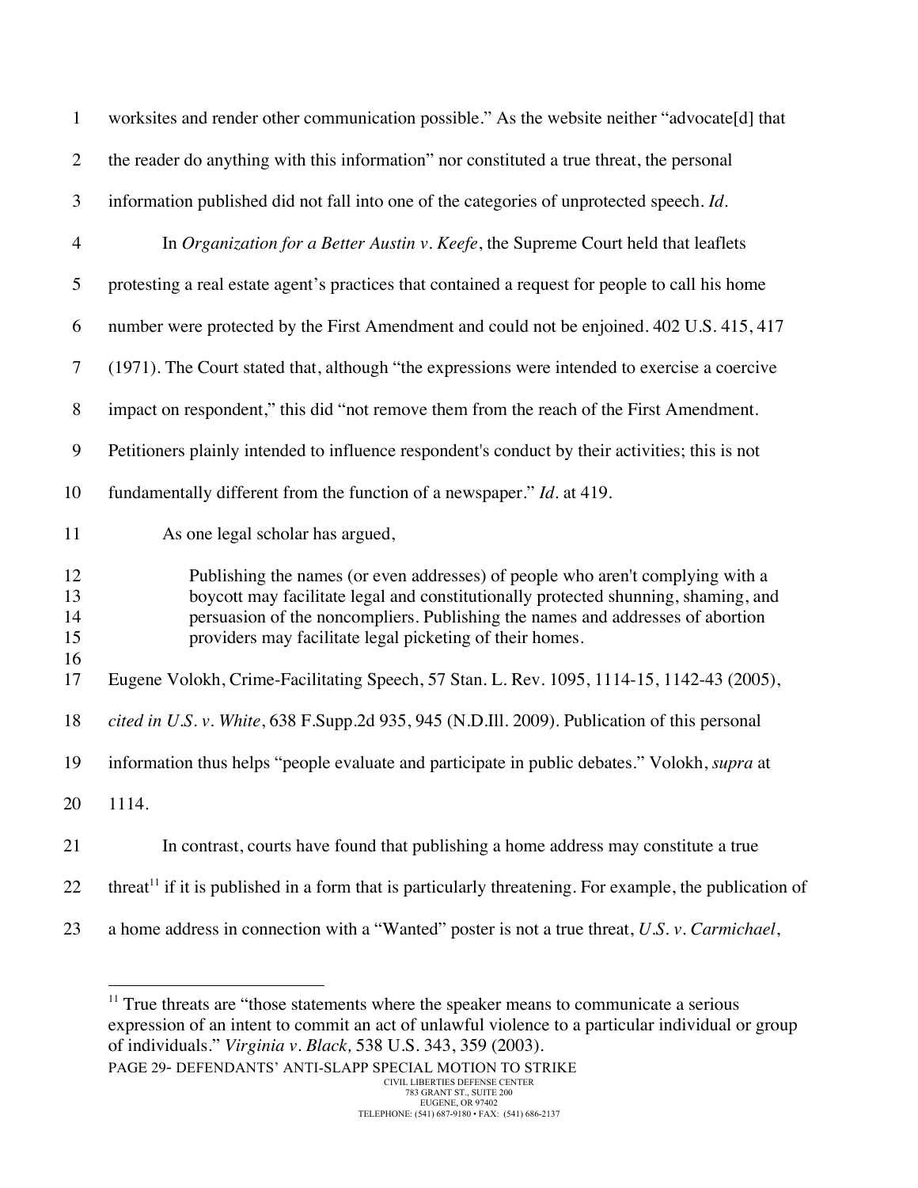worksites and render other communication possible." As the website neither "advocate[d] that the reader do anything with this information" nor constituted a true threat, the personal information published did not fall into one of the categories of unprotected speech. *Id.*

In *Organization for a Better Austin v. Keefe*, the Supreme Court held that leaflets protesting a real estate agent's practices that contained a request for people to call his home number were protected by the First Amendment and could not be enjoined. 402 U.S. 415, 417 (1971). The Court stated that, although "the expressions were intended to exercise a coercive impact on respondent," this did "not remove them from the reach of the First Amendment. Petitioners plainly intended to influence respondent's conduct by their activities; this is not fundamentally different from the function of a newspaper." *Id.* at 419.

As one legal scholar has argued,

> Publishing the names (or even addresses) of people who aren't complying with a boycott may facilitate legal and constitutionally protected shunning, shaming, and persuasion of the noncompliers. Publishing the names and addresses of abortion providers may facilitate legal picketing of their homes.

Eugene Volokh, Crime-Facilitating Speech, 57 Stan. L. Rev. 1095, 1114-15, 1142-43 (2005), *cited in U.S. v. White*, 638 F.Supp.2d 935, 945 (N.D.Ill. 2009). Publication of this personal information thus helps "people evaluate and participate in public debates." Volokh, *supra* at 1114.

In contrast, courts have found that publishing a home address may constitute a true threat[11] if it is published in a form that is particularly threatening. For example, the publication of a home address in connection with a "Wanted" poster is not a true threat, *U.S. v. Carmichael*,

---

[11] True threats are "those statements where the speaker means to communicate a serious expression of an intent to commit an act of unlawful violence to a particular individual or group of individuals." *Virginia v. Black,* 538 U.S. 343, 359 (2003).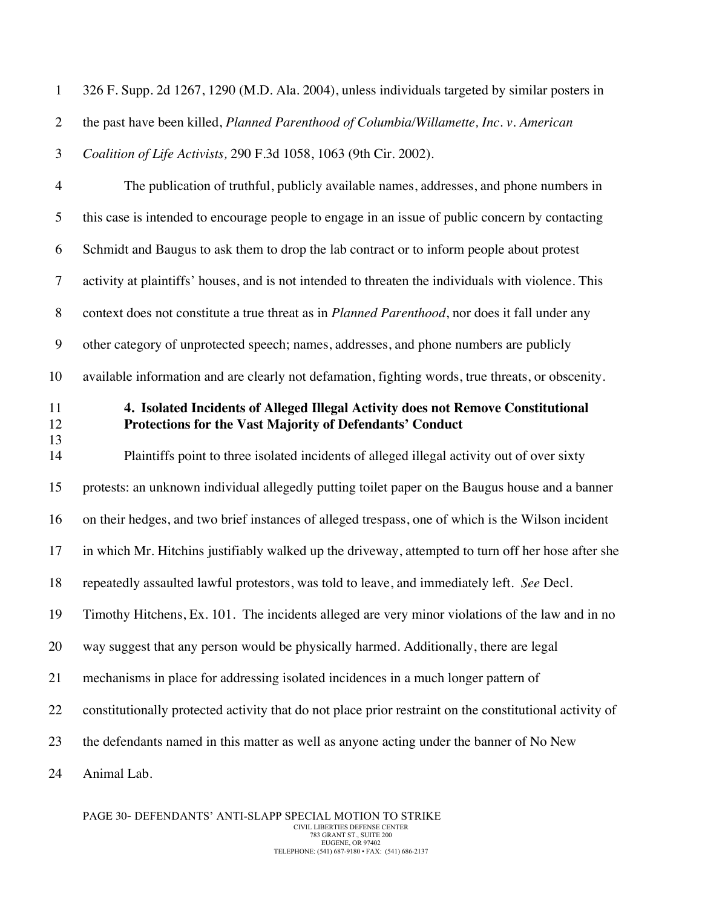326 F. Supp. 2d 1267, 1290 (M.D. Ala. 2004), unless individuals targeted by similar posters in the past have been killed, *Planned Parenthood of Columbia/Willamette, Inc. v. American Coalition of Life Activists,* 290 F.3d 1058, 1063 (9th Cir. 2002).

The publication of truthful, publicly available names, addresses, and phone numbers in this case is intended to encourage people to engage in an issue of public concern by contacting Schmidt and Baugus to ask them to drop the lab contract or to inform people about protest activity at plaintiffs' houses, and is not intended to threaten the individuals with violence. This context does not constitute a true threat as in *Planned Parenthood*, nor does it fall under any other category of unprotected speech; names, addresses, and phone numbers are publicly available information and are clearly not defamation, fighting words, true threats, or obscenity.

**4. Isolated Incidents of Alleged Illegal Activity does not Remove Constitutional Protections for the Vast Majority of Defendants' Conduct**

Plaintiffs point to three isolated incidents of alleged illegal activity out of over sixty protests: an unknown individual allegedly putting toilet paper on the Baugus house and a banner on their hedges, and two brief instances of alleged trespass, one of which is the Wilson incident in which Mr. Hitchins justifiably walked up the driveway, attempted to turn off her hose after she repeatedly assaulted lawful protestors, was told to leave, and immediately left. *See* Decl. Timothy Hitchens, Ex. 101. The incidents alleged are very minor violations of the law and in no way suggest that any person would be physically harmed. Additionally, there are legal mechanisms in place for addressing isolated incidences in a much longer pattern of constitutionally protected activity that do not place prior restraint on the constitutional activity of the defendants named in this matter as well as anyone acting under the banner of No New Animal Lab.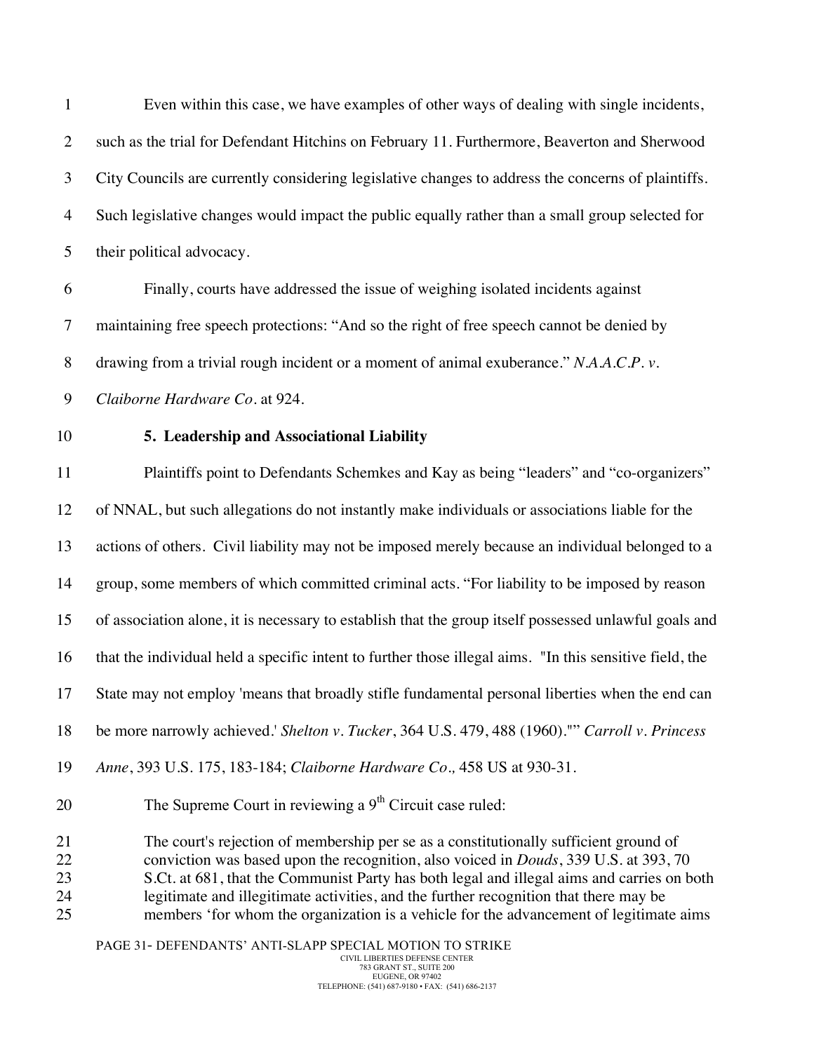Even within this case, we have examples of other ways of dealing with single incidents, such as the trial for Defendant Hitchins on February 11. Furthermore, Beaverton and Sherwood City Councils are currently considering legislative changes to address the concerns of plaintiffs. Such legislative changes would impact the public equally rather than a small group selected for their political advocacy.

Finally, courts have addressed the issue of weighing isolated incidents against maintaining free speech protections: “And so the right of free speech cannot be denied by drawing from a trivial rough incident or a moment of animal exuberance.” *N.A.A.C.P. v. Claiborne Hardware Co.* at 924.

**5. Leadership and Associational Liability**

Plaintiffs point to Defendants Schemkes and Kay as being “leaders” and “co-organizers” of NNAL, but such allegations do not instantly make individuals or associations liable for the actions of others. Civil liability may not be imposed merely because an individual belonged to a group, some members of which committed criminal acts. “For liability to be imposed by reason of association alone, it is necessary to establish that the group itself possessed unlawful goals and that the individual held a specific intent to further those illegal aims. "In this sensitive field, the State may not employ 'means that broadly stifle fundamental personal liberties when the end can be more narrowly achieved.' *Shelton v. Tucker*, 364 U.S. 479, 488 (1960).""" *Carroll v. Princess Anne*, 393 U.S. 175, 183-184; *Claiborne Hardware Co.,* 458 US at 930-31.

The Supreme Court in reviewing a 9th Circuit case ruled:

> The court's rejection of membership per se as a constitutionally sufficient ground of conviction was based upon the recognition, also voiced in *Douds*, 339 U.S. at 393, 70 S.Ct. at 681, that the Communist Party has both legal and illegal aims and carries on both legitimate and illegitimate activities, and the further recognition that there may be members ‘for whom the organization is a vehicle for the advancement of legitimate aims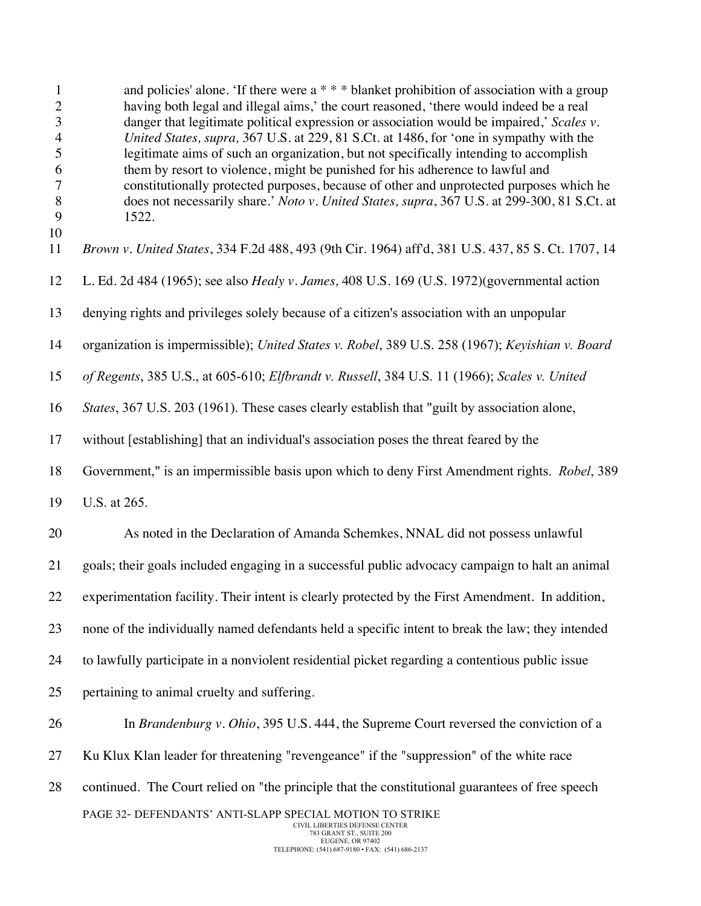> and policies' alone. 'If there were a * * * blanket prohibition of association with a group having both legal and illegal aims,' the court reasoned, 'there would indeed be a real danger that legitimate political expression or association would be impaired,' *Scales v. United States, supra,* 367 U.S. at 229, 81 S.Ct. at 1486, for 'one in sympathy with the legitimate aims of such an organization, but not specifically intending to accomplish them by resort to violence, might be punished for his adherence to lawful and constitutionally protected purposes, because of other and unprotected purposes which he does not necessarily share.' *Noto v. United States, supra*, 367 U.S. at 299-300, 81 S.Ct. at 1522.

*Brown v. United States*, 334 F.2d 488, 493 (9th Cir. 1964) aff'd, 381 U.S. 437, 85 S. Ct. 1707, 14 L. Ed. 2d 484 (1965); see also *Healy v. James,* 408 U.S. 169 (U.S. 1972)(governmental action denying rights and privileges solely because of a citizen's association with an unpopular organization is impermissible); *United States v. Robel*, 389 U.S. 258 (1967); *Keyishian v. Board of Regents*, 385 U.S., at 605-610; *Elfbrandt v. Russell*, 384 U.S. 11 (1966); *Scales v. United States*, 367 U.S. 203 (1961). These cases clearly establish that "guilt by association alone, without [establishing] that an individual's association poses the threat feared by the Government," is an impermissible basis upon which to deny First Amendment rights. *Robel*, 389 U.S. at 265.

As noted in the Declaration of Amanda Schemkes, NNAL did not possess unlawful goals; their goals included engaging in a successful public advocacy campaign to halt an animal experimentation facility. Their intent is clearly protected by the First Amendment. In addition, none of the individually named defendants held a specific intent to break the law; they intended to lawfully participate in a nonviolent residential picket regarding a contentious public issue pertaining to animal cruelty and suffering.

In *Brandenburg v. Ohio*, 395 U.S. 444, the Supreme Court reversed the conviction of a Ku Klux Klan leader for threatening "revengeance" if the "suppression" of the white race continued. The Court relied on "the principle that the constitutional guarantees of free speech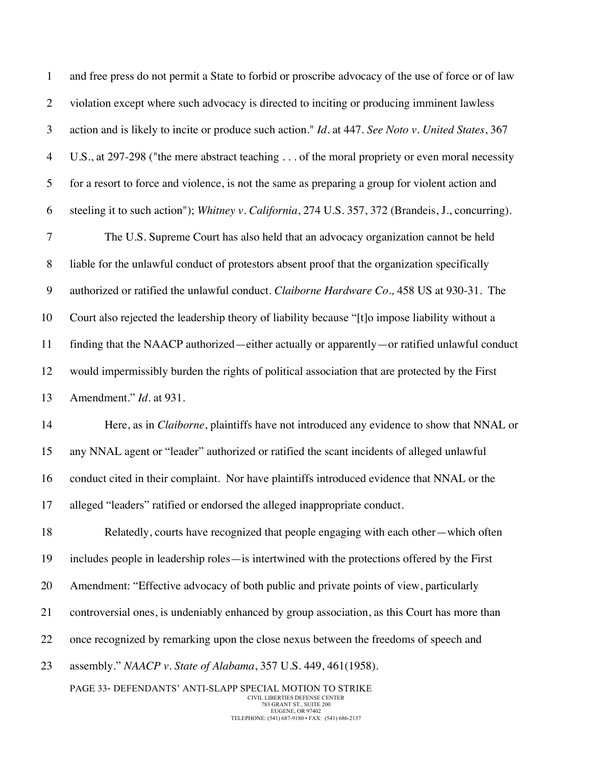and free press do not permit a State to forbid or proscribe advocacy of the use of force or of law violation except where such advocacy is directed to inciting or producing imminent lawless action and is likely to incite or produce such action." *Id.* at 447. *See Noto v. United States*, 367 U.S., at 297-298 ("the mere abstract teaching . . . of the moral propriety or even moral necessity for a resort to force and violence, is not the same as preparing a group for violent action and steeling it to such action"); *Whitney v. California*, 274 U.S. 357, 372 (Brandeis, J., concurring).

The U.S. Supreme Court has also held that an advocacy organization cannot be held liable for the unlawful conduct of protestors absent proof that the organization specifically authorized or ratified the unlawful conduct. *Claiborne Hardware Co.,* 458 US at 930-31. The Court also rejected the leadership theory of liability because "[t]o impose liability without a finding that the NAACP authorized—either actually or apparently—or ratified unlawful conduct would impermissibly burden the rights of political association that are protected by the First Amendment." *Id.* at 931.

Here, as in *Claiborne*, plaintiffs have not introduced any evidence to show that NNAL or any NNAL agent or "leader" authorized or ratified the scant incidents of alleged unlawful conduct cited in their complaint. Nor have plaintiffs introduced evidence that NNAL or the alleged "leaders" ratified or endorsed the alleged inappropriate conduct.

Relatedly, courts have recognized that people engaging with each other—which often includes people in leadership roles—is intertwined with the protections offered by the First Amendment: "Effective advocacy of both public and private points of view, particularly controversial ones, is undeniably enhanced by group association, as this Court has more than once recognized by remarking upon the close nexus between the freedoms of speech and assembly." *NAACP v. State of Alabama*, 357 U.S. 449, 461(1958).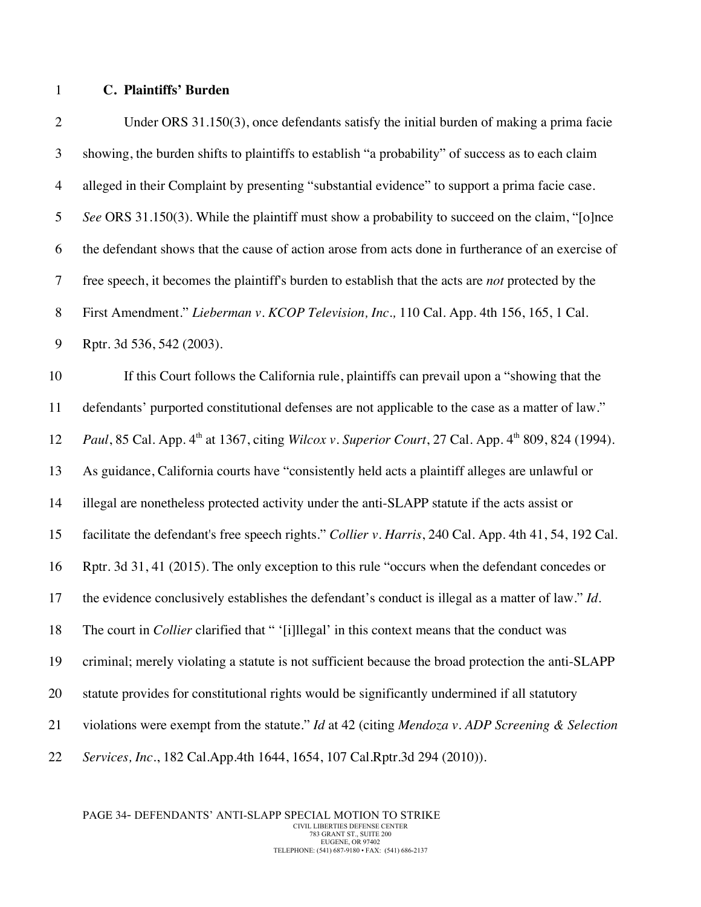### C. Plaintiffs' Burden

Under ORS 31.150(3), once defendants satisfy the initial burden of making a prima facie showing, the burden shifts to plaintiffs to establish "a probability" of success as to each claim alleged in their Complaint by presenting "substantial evidence" to support a prima facie case. *See* ORS 31.150(3). While the plaintiff must show a probability to succeed on the claim, "[o]nce the defendant shows that the cause of action arose from acts done in furtherance of an exercise of free speech, it becomes the plaintiff's burden to establish that the acts are *not* protected by the First Amendment." *Lieberman v. KCOP Television, Inc.,* 110 Cal. App. 4th 156, 165, 1 Cal. Rptr. 3d 536, 542 (2003).

If this Court follows the California rule, plaintiffs can prevail upon a "showing that the defendants' purported constitutional defenses are not applicable to the case as a matter of law." *Paul*, 85 Cal. App. 4th at 1367, citing *Wilcox v. Superior Court*, 27 Cal. App. 4th 809, 824 (1994). As guidance, California courts have "consistently held acts a plaintiff alleges are unlawful or illegal are nonetheless protected activity under the anti-SLAPP statute if the acts assist or facilitate the defendant's free speech rights." *Collier v. Harris*, 240 Cal. App. 4th 41, 54, 192 Cal. Rptr. 3d 31, 41 (2015). The only exception to this rule "occurs when the defendant concedes or the evidence conclusively establishes the defendant's conduct is illegal as a matter of law." *Id.* The court in *Collier* clarified that " '[i]llegal' in this context means that the conduct was criminal; merely violating a statute is not sufficient because the broad protection the anti-SLAPP statute provides for constitutional rights would be significantly undermined if all statutory violations were exempt from the statute." *Id* at 42 (citing *Mendoza v. ADP Screening & Selection Services, Inc.*, 182 Cal.App.4th 1644, 1654, 107 Cal.Rptr.3d 294 (2010)).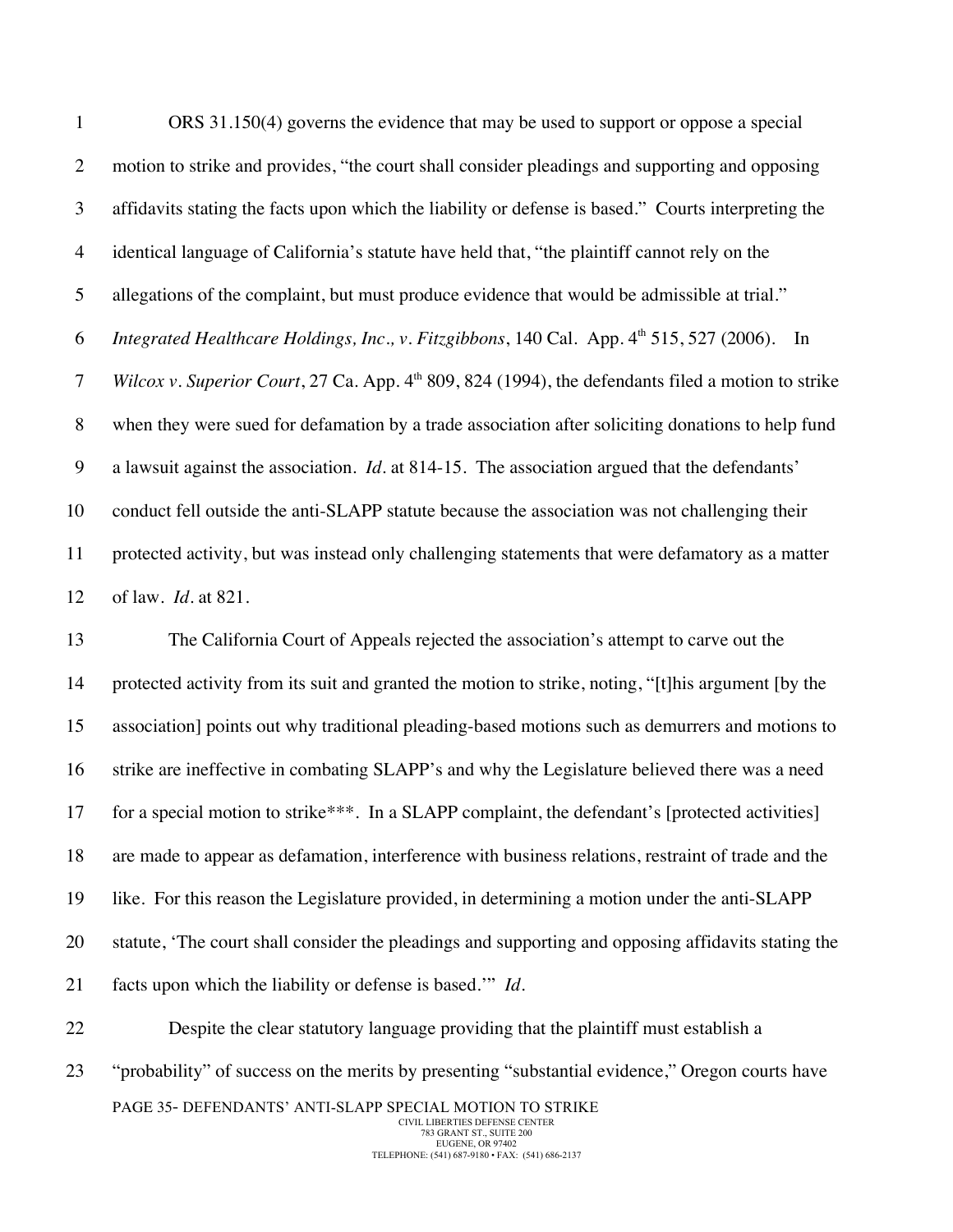ORS 31.150(4) governs the evidence that may be used to support or oppose a special motion to strike and provides, "the court shall consider pleadings and supporting and opposing affidavits stating the facts upon which the liability or defense is based." Courts interpreting the identical language of California's statute have held that, "the plaintiff cannot rely on the allegations of the complaint, but must produce evidence that would be admissible at trial." *Integrated Healthcare Holdings, Inc., v. Fitzgibbons*, 140 Cal. App. 4th 515, 527 (2006). In *Wilcox v. Superior Court*, 27 Ca. App. 4th 809, 824 (1994), the defendants filed a motion to strike when they were sued for defamation by a trade association after soliciting donations to help fund a lawsuit against the association. *Id.* at 814-15. The association argued that the defendants' conduct fell outside the anti-SLAPP statute because the association was not challenging their protected activity, but was instead only challenging statements that were defamatory as a matter of law. *Id.* at 821.

The California Court of Appeals rejected the association's attempt to carve out the protected activity from its suit and granted the motion to strike, noting, "[t]his argument [by the association] points out why traditional pleading-based motions such as demurrers and motions to strike are ineffective in combating SLAPP's and why the Legislature believed there was a need for a special motion to strike***. In a SLAPP complaint, the defendant's [protected activities] are made to appear as defamation, interference with business relations, restraint of trade and the like. For this reason the Legislature provided, in determining a motion under the anti-SLAPP statute, 'The court shall consider the pleadings and supporting and opposing affidavits stating the facts upon which the liability or defense is based.'" *Id.*

Despite the clear statutory language providing that the plaintiff must establish a "probability" of success on the merits by presenting "substantial evidence," Oregon courts have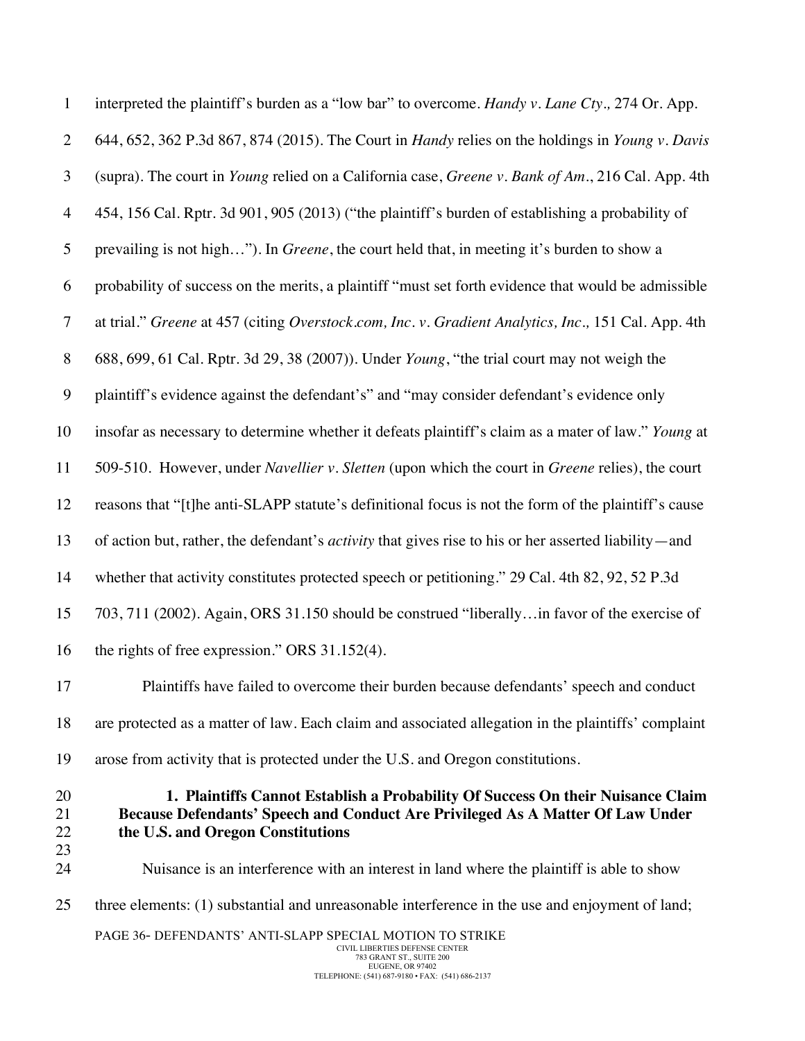interpreted the plaintiff's burden as a "low bar" to overcome. *Handy v. Lane Cty.,* 274 Or. App. 644, 652, 362 P.3d 867, 874 (2015). The Court in *Handy* relies on the holdings in *Young v. Davis* (supra). The court in *Young* relied on a California case, *Greene v. Bank of Am.*, 216 Cal. App. 4th 454, 156 Cal. Rptr. 3d 901, 905 (2013) ("the plaintiff's burden of establishing a probability of prevailing is not high…"). In *Greene*, the court held that, in meeting it's burden to show a probability of success on the merits, a plaintiff "must set forth evidence that would be admissible at trial." *Greene* at 457 (citing *Overstock.com, Inc. v. Gradient Analytics, Inc.,* 151 Cal. App. 4th 688, 699, 61 Cal. Rptr. 3d 29, 38 (2007)). Under *Young*, "the trial court may not weigh the plaintiff's evidence against the defendant's" and "may consider defendant's evidence only insofar as necessary to determine whether it defeats plaintiff's claim as a mater of law." *Young* at 509-510. However, under *Navellier v. Sletten* (upon which the court in *Greene* relies), the court reasons that "[t]he anti-SLAPP statute's definitional focus is not the form of the plaintiff's cause of action but, rather, the defendant's *activity* that gives rise to his or her asserted liability—and whether that activity constitutes protected speech or petitioning." 29 Cal. 4th 82, 92, 52 P.3d 703, 711 (2002). Again, ORS 31.150 should be construed "liberally…in favor of the exercise of the rights of free expression." ORS 31.152(4).

Plaintiffs have failed to overcome their burden because defendants' speech and conduct are protected as a matter of law. Each claim and associated allegation in the plaintiffs' complaint arose from activity that is protected under the U.S. and Oregon constitutions.

**1. Plaintiffs Cannot Establish a Probability Of Success On their Nuisance Claim Because Defendants' Speech and Conduct Are Privileged As A Matter Of Law Under the U.S. and Oregon Constitutions**

Nuisance is an interference with an interest in land where the plaintiff is able to show three elements: (1) substantial and unreasonable interference in the use and enjoyment of land;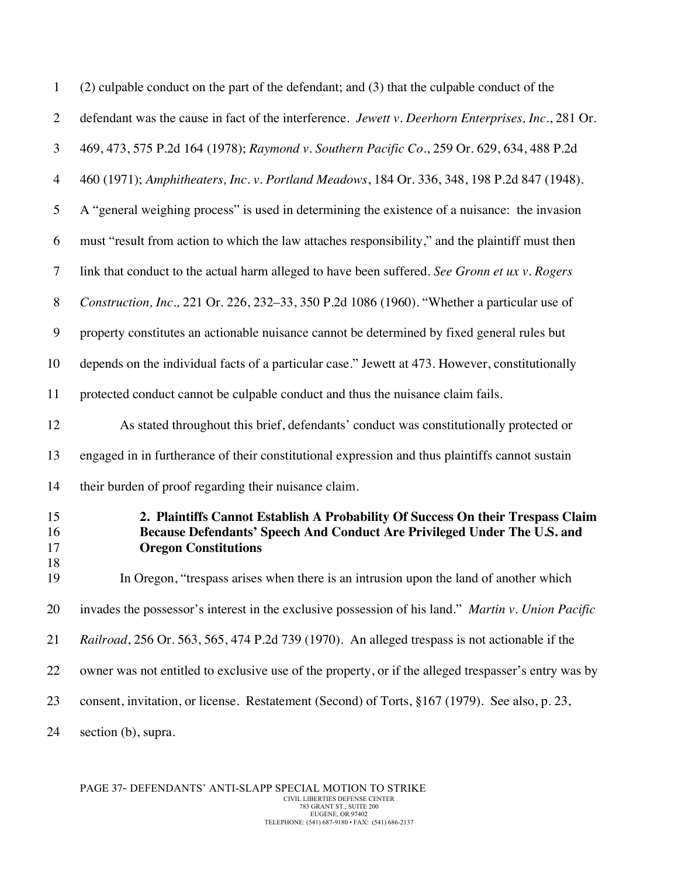(2) culpable conduct on the part of the defendant; and (3) that the culpable conduct of the defendant was the cause in fact of the interference. *Jewett v. Deerhorn Enterprises, Inc*., 281 Or. 469, 473, 575 P.2d 164 (1978); *Raymond v. Southern Pacific Co*., 259 Or. 629, 634, 488 P.2d 460 (1971); *Amphitheaters, Inc. v. Portland Meadows*, 184 Or. 336, 348, 198 P.2d 847 (1948). A "general weighing process" is used in determining the existence of a nuisance: the invasion must "result from action to which the law attaches responsibility," and the plaintiff must then link that conduct to the actual harm alleged to have been suffered. *See Gronn et ux v. Rogers Construction, Inc.,* 221 Or. 226, 232–33, 350 P.2d 1086 (1960). "Whether a particular use of property constitutes an actionable nuisance cannot be determined by fixed general rules but depends on the individual facts of a particular case." Jewett at 473. However, constitutionally protected conduct cannot be culpable conduct and thus the nuisance claim fails.

As stated throughout this brief, defendants' conduct was constitutionally protected or engaged in in furtherance of their constitutional expression and thus plaintiffs cannot sustain their burden of proof regarding their nuisance claim.

**2. Plaintiffs Cannot Establish A Probability Of Success On their Trespass Claim Because Defendants' Speech And Conduct Are Privileged Under The U.S. and Oregon Constitutions**

In Oregon, "trespass arises when there is an intrusion upon the land of another which invades the possessor's interest in the exclusive possession of his land." *Martin v. Union Pacific Railroad*, 256 Or. 563, 565, 474 P.2d 739 (1970). An alleged trespass is not actionable if the owner was not entitled to exclusive use of the property, or if the alleged trespasser's entry was by consent, invitation, or license. Restatement (Second) of Torts, §167 (1979). See also, p. 23, section (b), supra.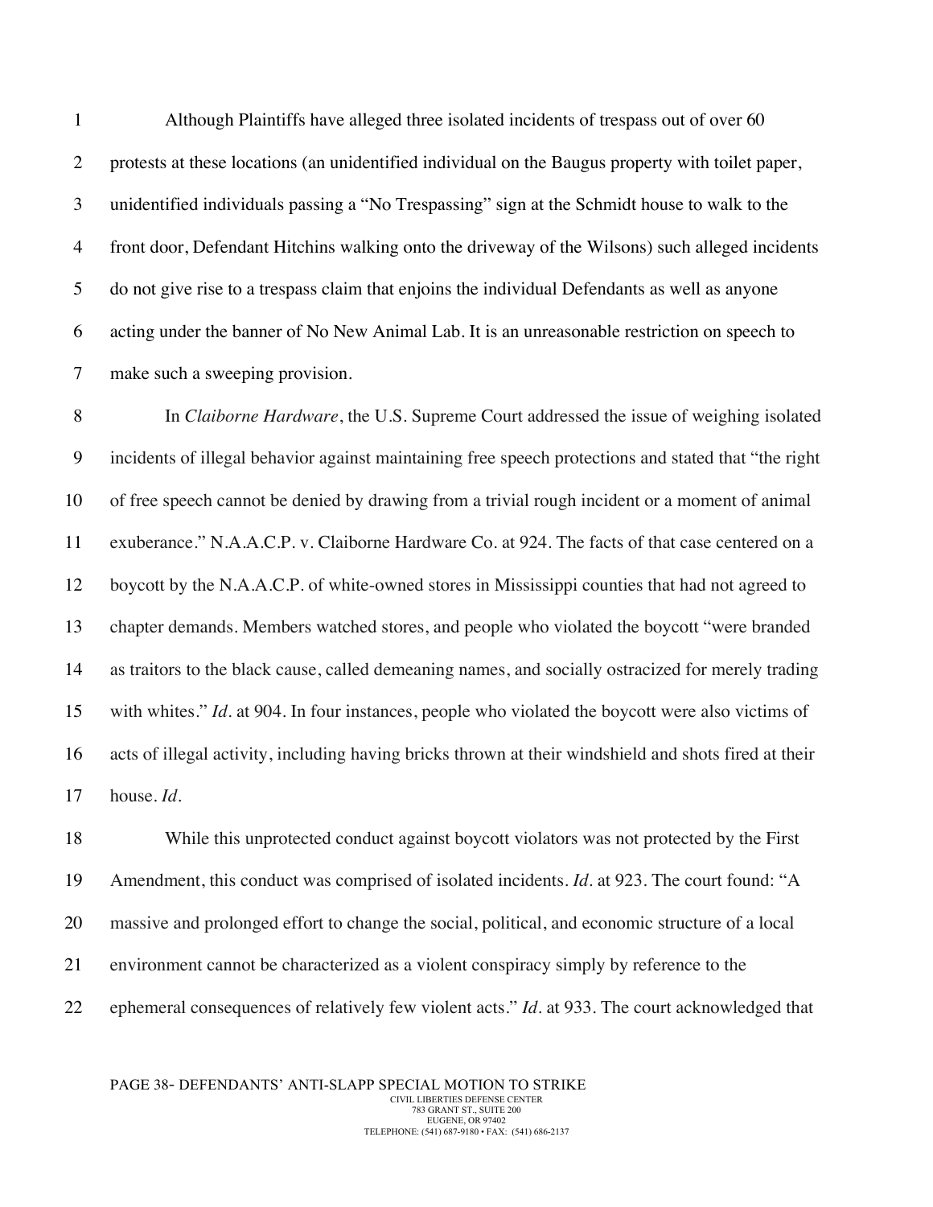Although Plaintiffs have alleged three isolated incidents of trespass out of over 60 protests at these locations (an unidentified individual on the Baugus property with toilet paper, unidentified individuals passing a "No Trespassing" sign at the Schmidt house to walk to the front door, Defendant Hitchins walking onto the driveway of the Wilsons) such alleged incidents do not give rise to a trespass claim that enjoins the individual Defendants as well as anyone acting under the banner of No New Animal Lab. It is an unreasonable restriction on speech to make such a sweeping provision.

In *Claiborne Hardware*, the U.S. Supreme Court addressed the issue of weighing isolated incidents of illegal behavior against maintaining free speech protections and stated that "the right of free speech cannot be denied by drawing from a trivial rough incident or a moment of animal exuberance." N.A.A.C.P. v. Claiborne Hardware Co. at 924. The facts of that case centered on a boycott by the N.A.A.C.P. of white-owned stores in Mississippi counties that had not agreed to chapter demands. Members watched stores, and people who violated the boycott "were branded as traitors to the black cause, called demeaning names, and socially ostracized for merely trading with whites." *Id*. at 904. In four instances, people who violated the boycott were also victims of acts of illegal activity, including having bricks thrown at their windshield and shots fired at their house. *Id*.

While this unprotected conduct against boycott violators was not protected by the First Amendment, this conduct was comprised of isolated incidents. *Id*. at 923. The court found: "A massive and prolonged effort to change the social, political, and economic structure of a local environment cannot be characterized as a violent conspiracy simply by reference to the ephemeral consequences of relatively few violent acts." *Id*. at 933. The court acknowledged that

PAGE 38- DEFENDANTS' ANTI-SLAPP SPECIAL MOTION TO STRIKE

CIVIL LIBERTIES DEFENSE CENTER
783 GRANT ST., SUITE 200
EUGENE, OR 97402
TELEPHONE: (541) 687-9180 • FAX: (541) 686-2137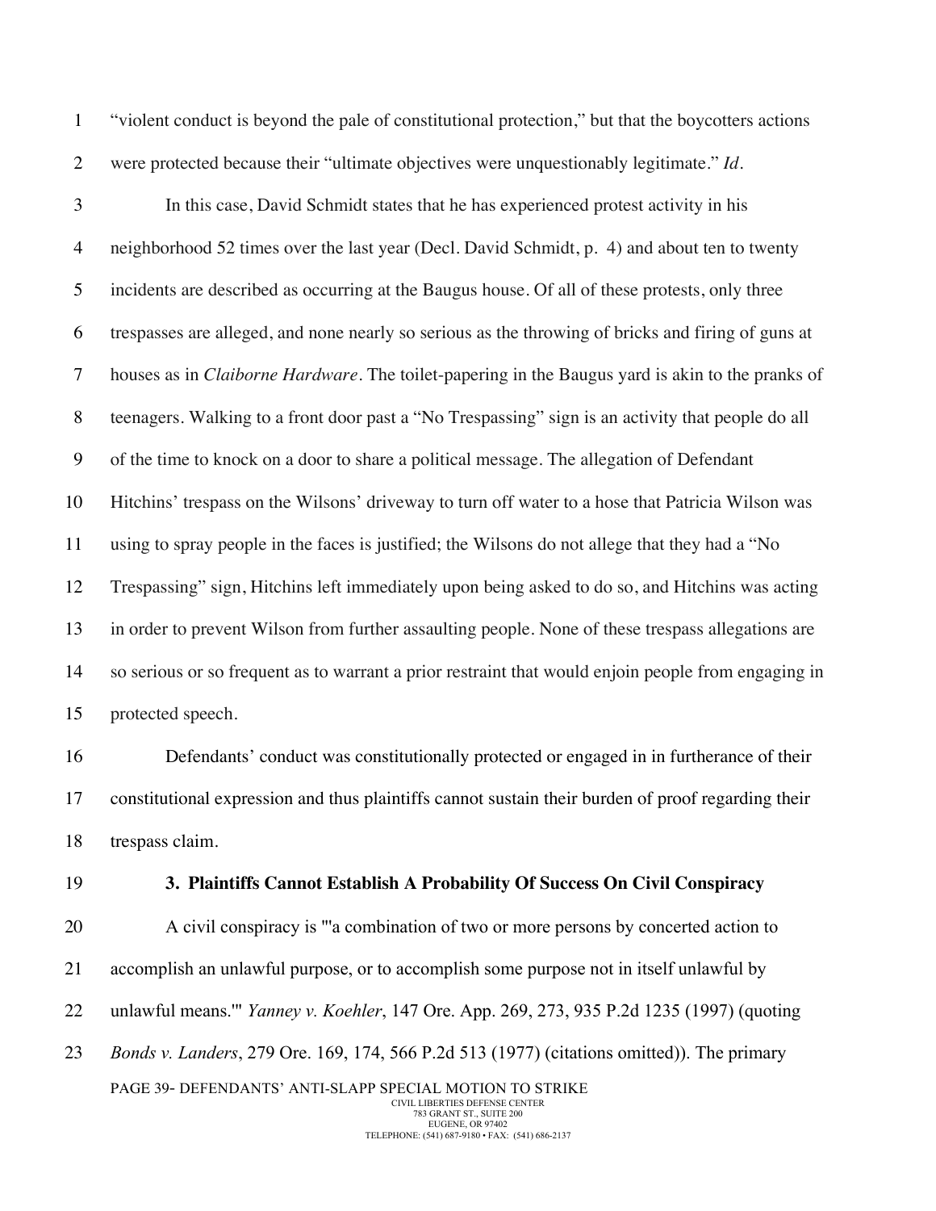"violent conduct is beyond the pale of constitutional protection," but that the boycotters actions were protected because their "ultimate objectives were unquestionably legitimate." *Id.*

In this case, David Schmidt states that he has experienced protest activity in his neighborhood 52 times over the last year (Decl. David Schmidt, p. 4) and about ten to twenty incidents are described as occurring at the Baugus house. Of all of these protests, only three trespasses are alleged, and none nearly so serious as the throwing of bricks and firing of guns at houses as in *Claiborne Hardware*. The toilet-papering in the Baugus yard is akin to the pranks of teenagers. Walking to a front door past a "No Trespassing" sign is an activity that people do all of the time to knock on a door to share a political message. The allegation of Defendant Hitchins' trespass on the Wilsons' driveway to turn off water to a hose that Patricia Wilson was using to spray people in the faces is justified; the Wilsons do not allege that they had a "No Trespassing" sign, Hitchins left immediately upon being asked to do so, and Hitchins was acting in order to prevent Wilson from further assaulting people. None of these trespass allegations are so serious or so frequent as to warrant a prior restraint that would enjoin people from engaging in protected speech.

Defendants' conduct was constitutionally protected or engaged in in furtherance of their constitutional expression and thus plaintiffs cannot sustain their burden of proof regarding their trespass claim.

**3. Plaintiffs Cannot Establish A Probability Of Success On Civil Conspiracy**

A civil conspiracy is "'a combination of two or more persons by concerted action to accomplish an unlawful purpose, or to accomplish some purpose not in itself unlawful by unlawful means.'" *Yanney v. Koehler*, 147 Ore. App. 269, 273, 935 P.2d 1235 (1997) (quoting *Bonds v. Landers*, 279 Ore. 169, 174, 566 P.2d 513 (1977) (citations omitted)). The primary

PAGE 39- DEFENDANTS' ANTI-SLAPP SPECIAL MOTION TO STRIKE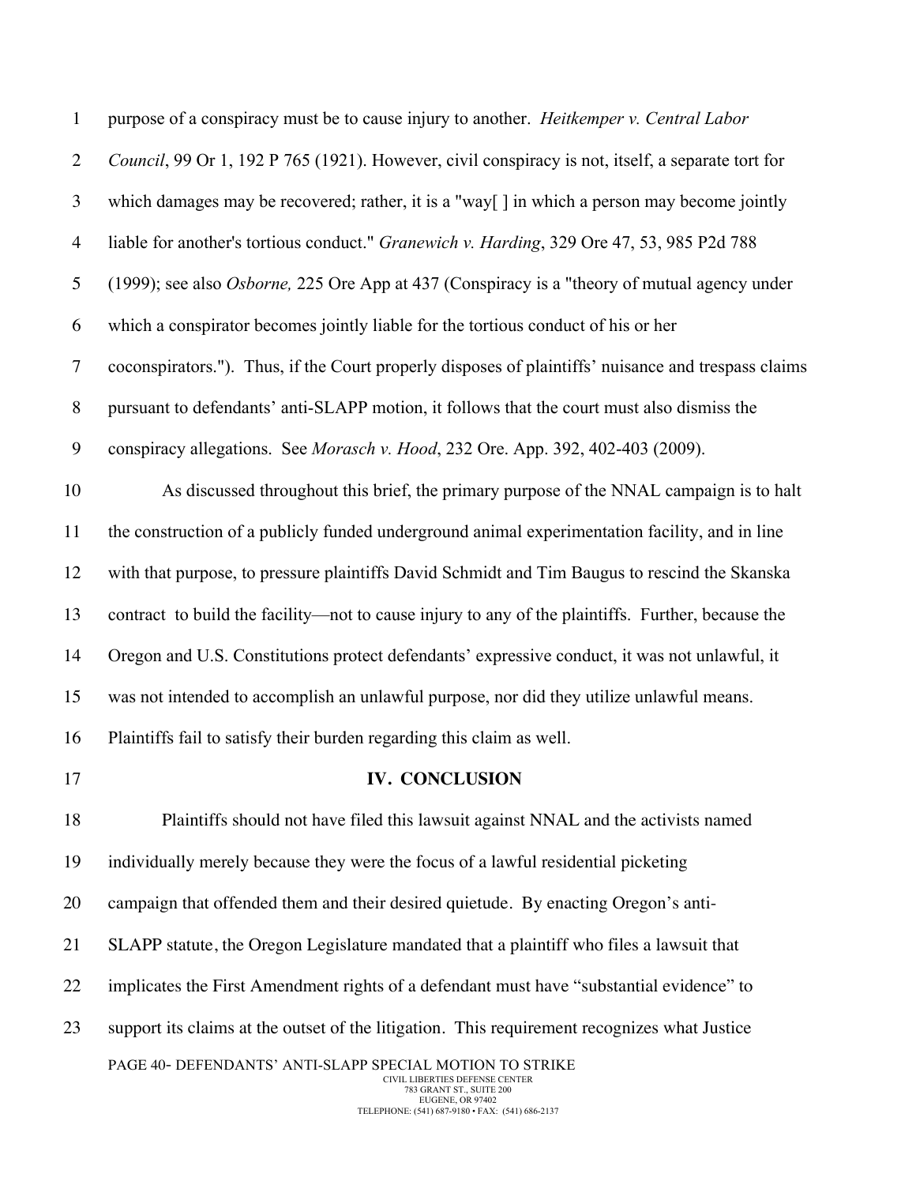purpose of a conspiracy must be to cause injury to another. *Heitkemper v. Central Labor Council*, 99 Or 1, 192 P 765 (1921). However, civil conspiracy is not, itself, a separate tort for which damages may be recovered; rather, it is a "way[ ] in which a person may become jointly liable for another's tortious conduct." *Granewich v. Harding*, 329 Ore 47, 53, 985 P2d 788 (1999); see also *Osborne,* 225 Ore App at 437 (Conspiracy is a "theory of mutual agency under which a conspirator becomes jointly liable for the tortious conduct of his or her coconspirators."). Thus, if the Court properly disposes of plaintiffs' nuisance and trespass claims pursuant to defendants' anti-SLAPP motion, it follows that the court must also dismiss the conspiracy allegations. See *Morasch v. Hood*, 232 Ore. App. 392, 402-403 (2009).

As discussed throughout this brief, the primary purpose of the NNAL campaign is to halt the construction of a publicly funded underground animal experimentation facility, and in line with that purpose, to pressure plaintiffs David Schmidt and Tim Baugus to rescind the Skanska contract to build the facility—not to cause injury to any of the plaintiffs. Further, because the Oregon and U.S. Constitutions protect defendants' expressive conduct, it was not unlawful, it was not intended to accomplish an unlawful purpose, nor did they utilize unlawful means. Plaintiffs fail to satisfy their burden regarding this claim as well.

## IV. CONCLUSION

Plaintiffs should not have filed this lawsuit against NNAL and the activists named individually merely because they were the focus of a lawful residential picketing campaign that offended them and their desired quietude. By enacting Oregon's anti-SLAPP statute, the Oregon Legislature mandated that a plaintiff who files a lawsuit that implicates the First Amendment rights of a defendant must have "substantial evidence" to support its claims at the outset of the litigation. This requirement recognizes what Justice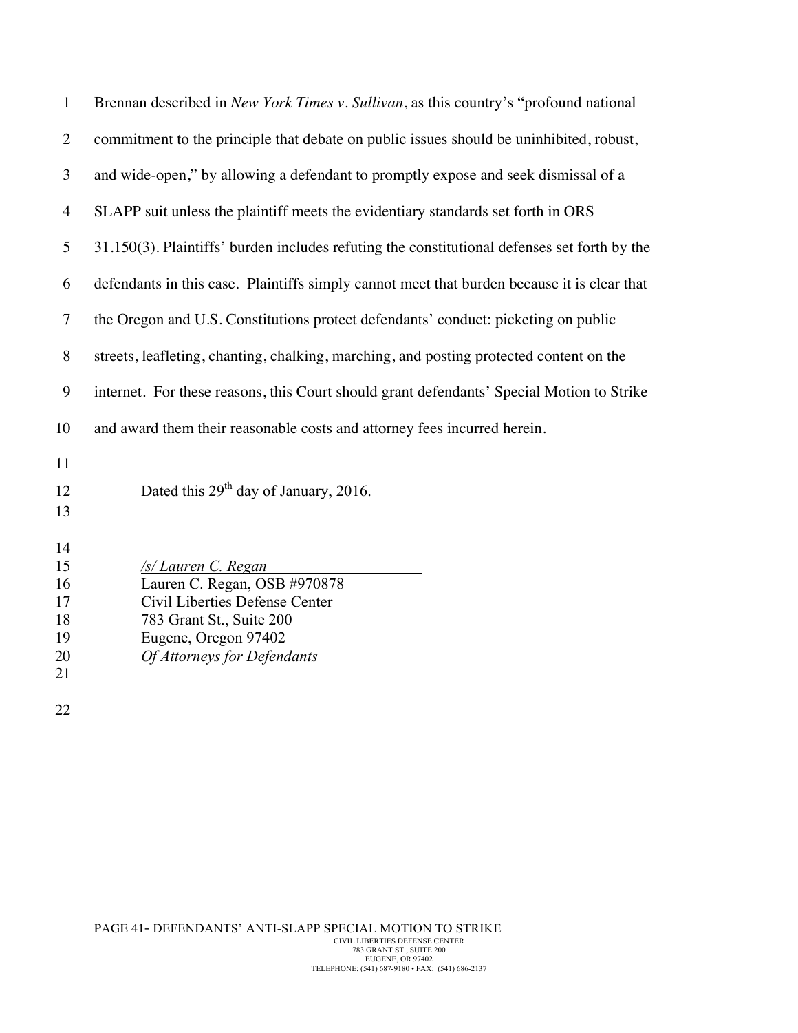Brennan described in *New York Times v. Sullivan*, as this country's "profound national commitment to the principle that debate on public issues should be uninhibited, robust, and wide-open," by allowing a defendant to promptly expose and seek dismissal of a SLAPP suit unless the plaintiff meets the evidentiary standards set forth in ORS 31.150(3). Plaintiffs' burden includes refuting the constitutional defenses set forth by the defendants in this case. Plaintiffs simply cannot meet that burden because it is clear that the Oregon and U.S. Constitutions protect defendants' conduct: picketing on public streets, leafleting, chanting, chalking, marching, and posting protected content on the internet. For these reasons, this Court should grant defendants' Special Motion to Strike and award them their reasonable costs and attorney fees incurred herein.

Dated this 29th day of January, 2016.

*/s/ Lauren C. Regan*
Lauren C. Regan, OSB #970878
Civil Liberties Defense Center
783 Grant St., Suite 200
Eugene, Oregon 97402
*Of Attorneys for Defendants*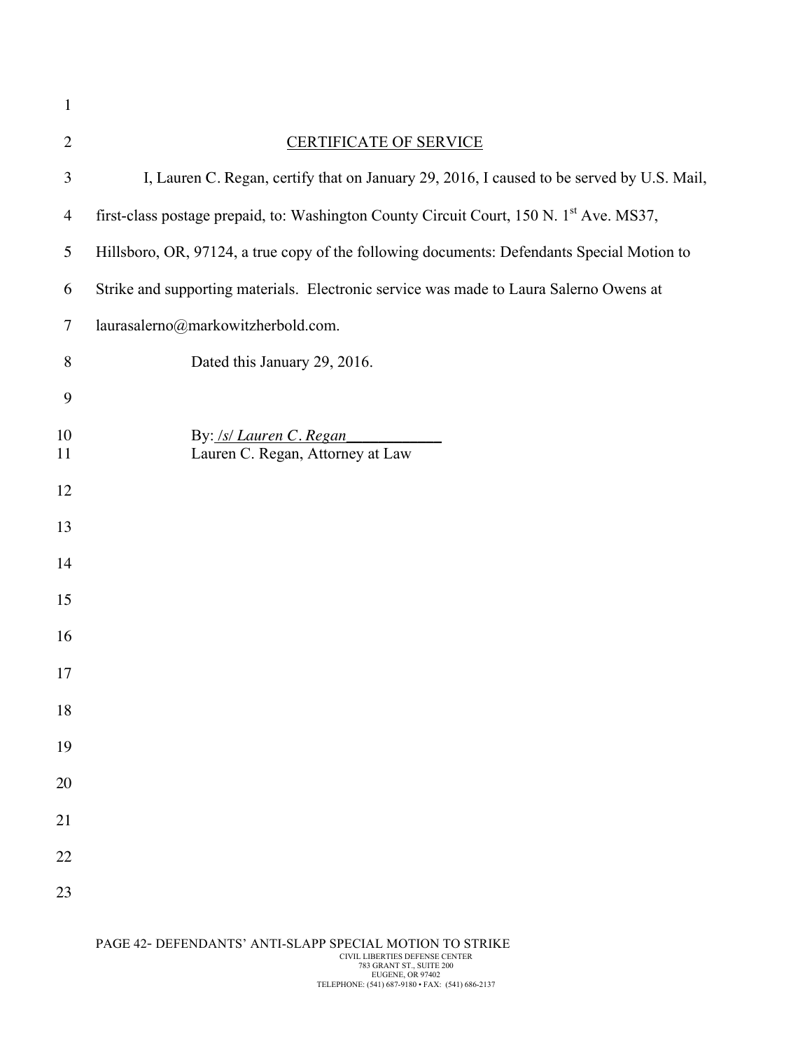## CERTIFICATE OF SERVICE

I, Lauren C. Regan, certify that on January 29, 2016, I caused to be served by U.S. Mail, first-class postage prepaid, to: Washington County Circuit Court, 150 N. 1st Ave. MS37, Hillsboro, OR, 97124, a true copy of the following documents: Defendants Special Motion to Strike and supporting materials. Electronic service was made to Laura Salerno Owens at laurasalerno@markowitzherbold.com.

Dated this January 29, 2016.

By: */s/ Lauren C. Regan*____________
Lauren C. Regan, Attorney at Law